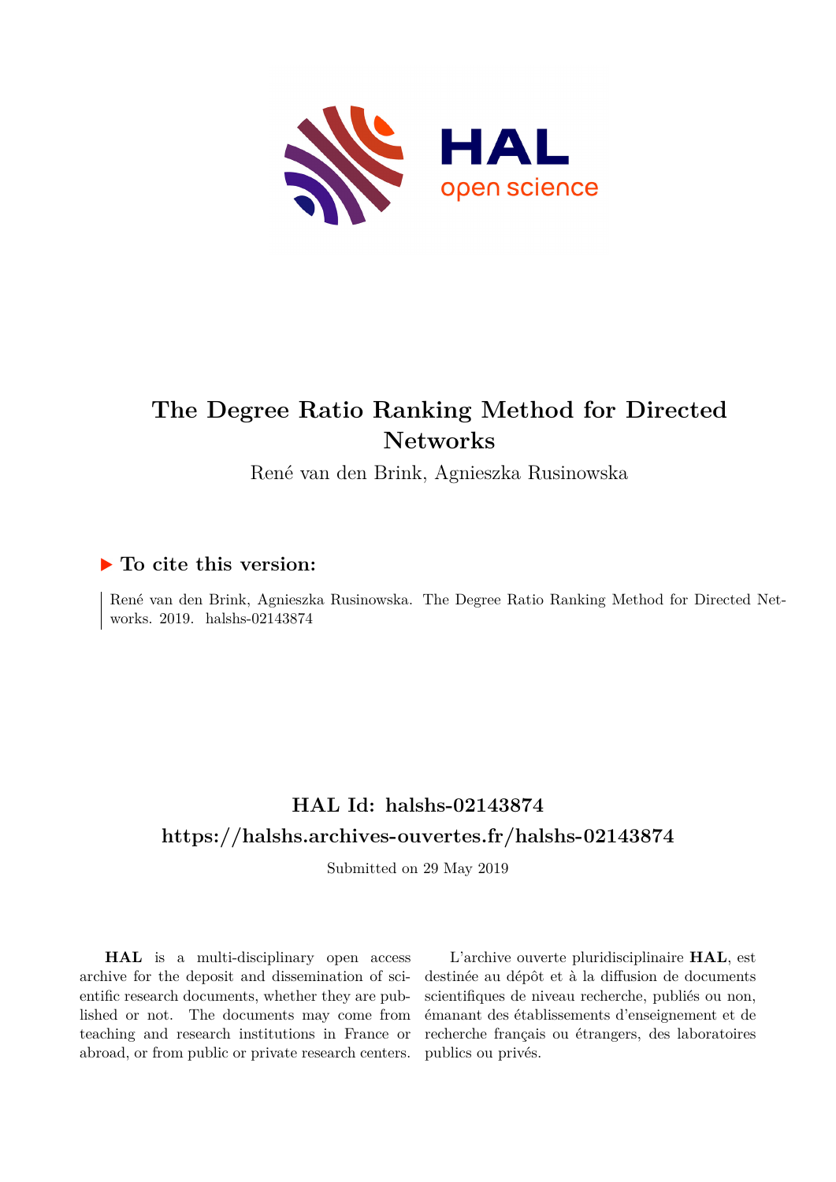# The Degree Ratio Ranking Method for Directed Networks

René van den Brink, Agnieszka Rusinowska

## ▶ To cite this version:

René van den Brink, Agnieszka Rusinowska. The Degree Ratio Ranking Method for Directed Networks. 2019. halshs-02143874

## HAL Id: halshs-02143874

## https://halshs.archives-ouvertes.fr/halshs-02143874

Submitted on 29 May 2019

**HAL** is a multi-disciplinary open access archive for the deposit and dissemination of scientific research documents, whether they are published or not. The documents may come from teaching and research institutions in France or abroad, or from public or private research centers.

L'archive ouverte pluridisciplinaire **HAL**, est destinée au dépôt et à la diffusion de documents scientifiques de niveau recherche, publiés ou non, émanant des établissements d'enseignement et de recherche français ou étrangers, des laboratoires publics ou privés.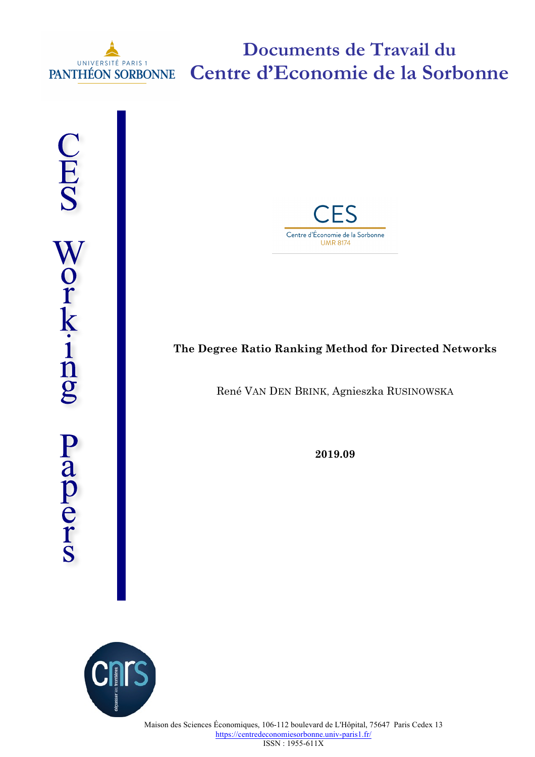# Documents de Travail du Centre d'Economie de la Sorbonne

CES Working Papers

**The Degree Ratio Ranking Method for Directed Networks**

René VAN DEN BRINK, Agnieszka RUSINOWSKA

**2019.09**

Maison des Sciences Économiques, 106-112 boulevard de L'Hôpital, 75647 Paris Cedex 13
https://centredeconomiesorbonne.univ-paris1.fr/
ISSN : 1955-611X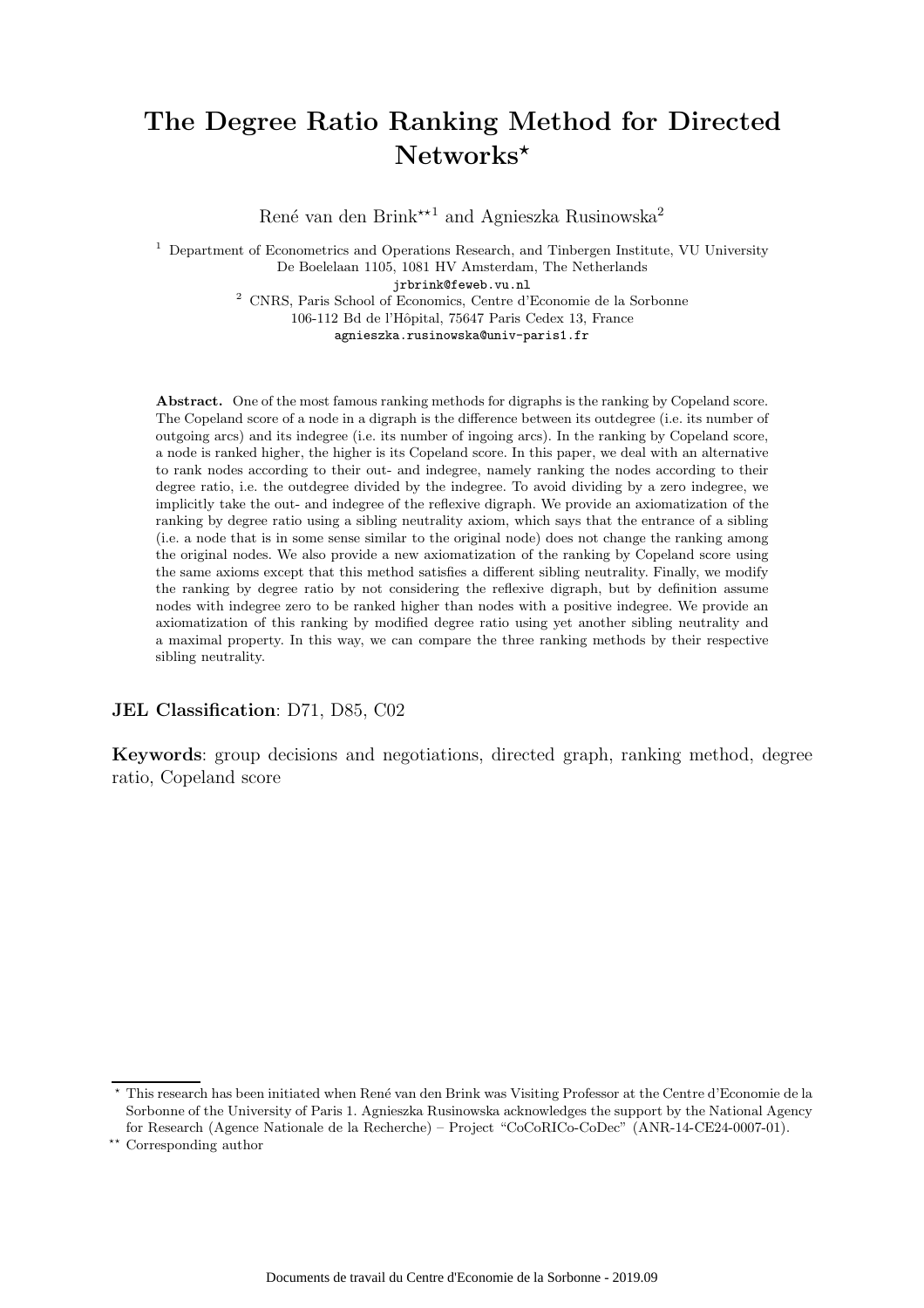# The Degree Ratio Ranking Method for Directed Networks*

René van den Brink**[1] and Agnieszka Rusinowska[2]

[1] Department of Econometrics and Operations Research, and Tinbergen Institute, VU University De Boelelaan 1105, 1081 HV Amsterdam, The Netherlands
jrbrink@feweb.vu.nl

[2] CNRS, Paris School of Economics, Centre d'Economie de la Sorbonne
106-112 Bd de l'Hôpital, 75647 Paris Cedex 13, France
agnieszka.rusinowska@univ-paris1.fr

**Abstract.** One of the most famous ranking methods for digraphs is the ranking by Copeland score. The Copeland score of a node in a digraph is the difference between its outdegree (i.e. its number of outgoing arcs) and its indegree (i.e. its number of ingoing arcs). In the ranking by Copeland score, a node is ranked higher, the higher is its Copeland score. In this paper, we deal with an alternative to rank nodes according to their out- and indegree, namely ranking the nodes according to their degree ratio, i.e. the outdegree divided by the indegree. To avoid dividing by a zero indegree, we implicitly take the out- and indegree of the reflexive digraph. We provide an axiomatization of the ranking by degree ratio using a sibling neutrality axiom, which says that the entrance of a sibling (i.e. a node that is in some sense similar to the original node) does not change the ranking among the original nodes. We also provide a new axiomatization of the ranking by Copeland score using the same axioms except that this method satisfies a different sibling neutrality. Finally, we modify the ranking by degree ratio by not considering the reflexive digraph, but by definition assume nodes with indegree zero to be ranked higher than nodes with a positive indegree. We provide an axiomatization of this ranking by modified degree ratio using yet another sibling neutrality and a maximal property. In this way, we can compare the three ranking methods by their respective sibling neutrality.

**JEL Classification**: D71, D85, C02

**Keywords**: group decisions and negotiations, directed graph, ranking method, degree ratio, Copeland score

* This research has been initiated when René van den Brink was Visiting Professor at the Centre d'Economie de la Sorbonne of the University of Paris 1. Agnieszka Rusinowska acknowledges the support by the National Agency for Research (Agence Nationale de la Recherche) – Project "CoCoRICo-CoDec" (ANR-14-CE24-0007-01).

** Corresponding author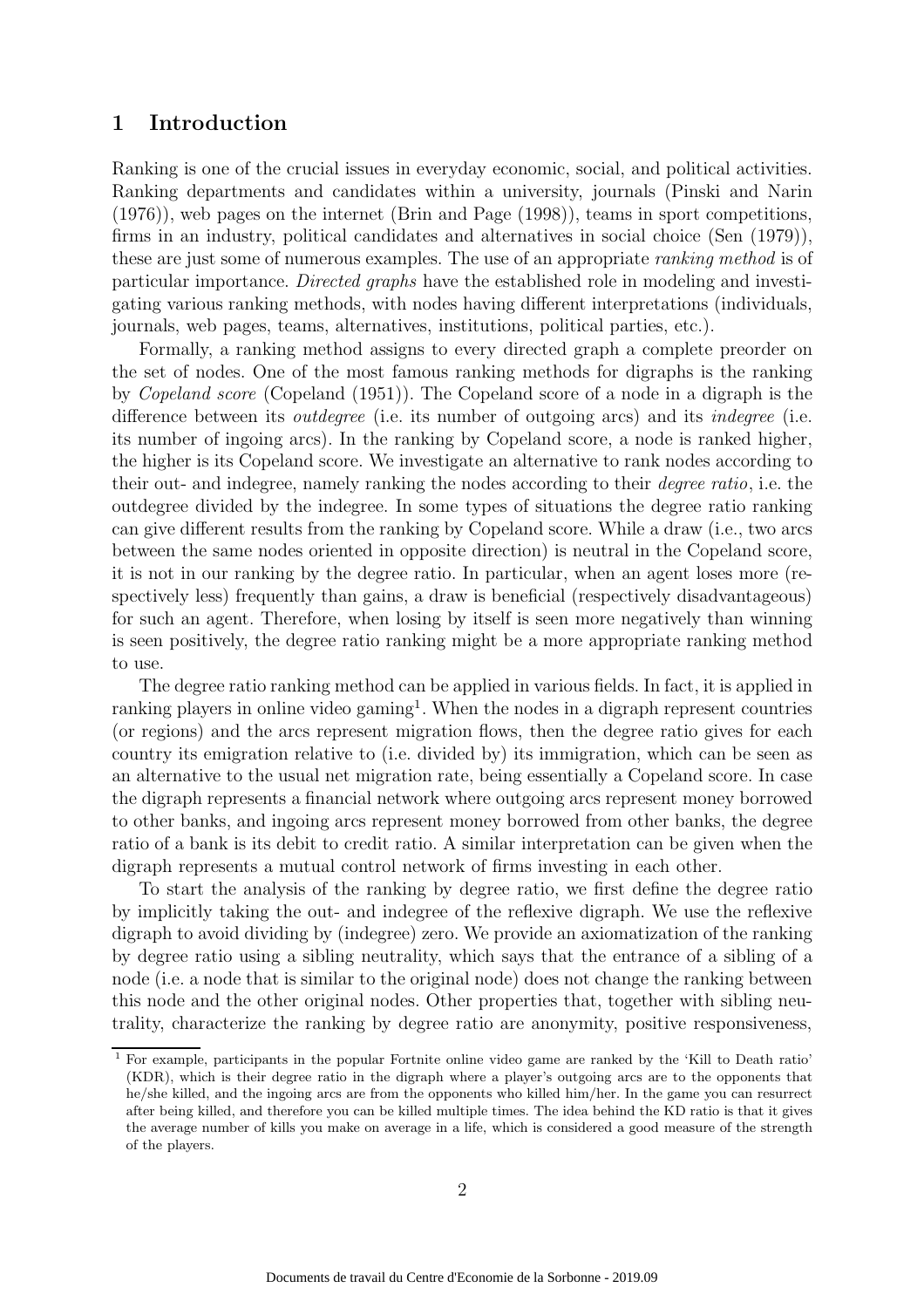## 1 Introduction

Ranking is one of the crucial issues in everyday economic, social, and political activities. Ranking departments and candidates within a university, journals (Pinski and Narin (1976)), web pages on the internet (Brin and Page (1998)), teams in sport competitions, firms in an industry, political candidates and alternatives in social choice (Sen (1979)), these are just some of numerous examples. The use of an appropriate *ranking method* is of particular importance. *Directed graphs* have the established role in modeling and investigating various ranking methods, with nodes having different interpretations (individuals, journals, web pages, teams, alternatives, institutions, political parties, etc.).

Formally, a ranking method assigns to every directed graph a complete preorder on the set of nodes. One of the most famous ranking methods for digraphs is the ranking by *Copeland score* (Copeland (1951)). The Copeland score of a node in a digraph is the difference between its *outdegree* (i.e. its number of outgoing arcs) and its *indegree* (i.e. its number of ingoing arcs). In the ranking by Copeland score, a node is ranked higher, the higher is its Copeland score. We investigate an alternative to rank nodes according to their out- and indegree, namely ranking the nodes according to their *degree ratio*, i.e. the outdegree divided by the indegree. In some types of situations the degree ratio ranking can give different results from the ranking by Copeland score. While a draw (i.e., two arcs between the same nodes oriented in opposite direction) is neutral in the Copeland score, it is not in our ranking by the degree ratio. In particular, when an agent loses more (respectively less) frequently than gains, a draw is beneficial (respectively disadvantageous) for such an agent. Therefore, when losing by itself is seen more negatively than winning is seen positively, the degree ratio ranking might be a more appropriate ranking method to use.

The degree ratio ranking method can be applied in various fields. In fact, it is applied in ranking players in online video gaming[1]. When the nodes in a digraph represent countries (or regions) and the arcs represent migration flows, then the degree ratio gives for each country its emigration relative to (i.e. divided by) its immigration, which can be seen as an alternative to the usual net migration rate, being essentially a Copeland score. In case the digraph represents a financial network where outgoing arcs represent money borrowed to other banks, and ingoing arcs represent money borrowed from other banks, the degree ratio of a bank is its debit to credit ratio. A similar interpretation can be given when the digraph represents a mutual control network of firms investing in each other.

To start the analysis of the ranking by degree ratio, we first define the degree ratio by implicitly taking the out- and indegree of the reflexive digraph. We use the reflexive digraph to avoid dividing by (indegree) zero. We provide an axiomatization of the ranking by degree ratio using a sibling neutrality, which says that the entrance of a sibling of a node (i.e. a node that is similar to the original node) does not change the ranking between this node and the other original nodes. Other properties that, together with sibling neutrality, characterize the ranking by degree ratio are anonymity, positive responsiveness,

[1] For example, participants in the popular Fortnite online video game are ranked by the 'Kill to Death ratio' (KDR), which is their degree ratio in the digraph where a player's outgoing arcs are to the opponents that he/she killed, and the ingoing arcs are from the opponents who killed him/her. In the game you can resurrect after being killed, and therefore you can be killed multiple times. The idea behind the KD ratio is that it gives the average number of kills you make on average in a life, which is considered a good measure of the strength of the players.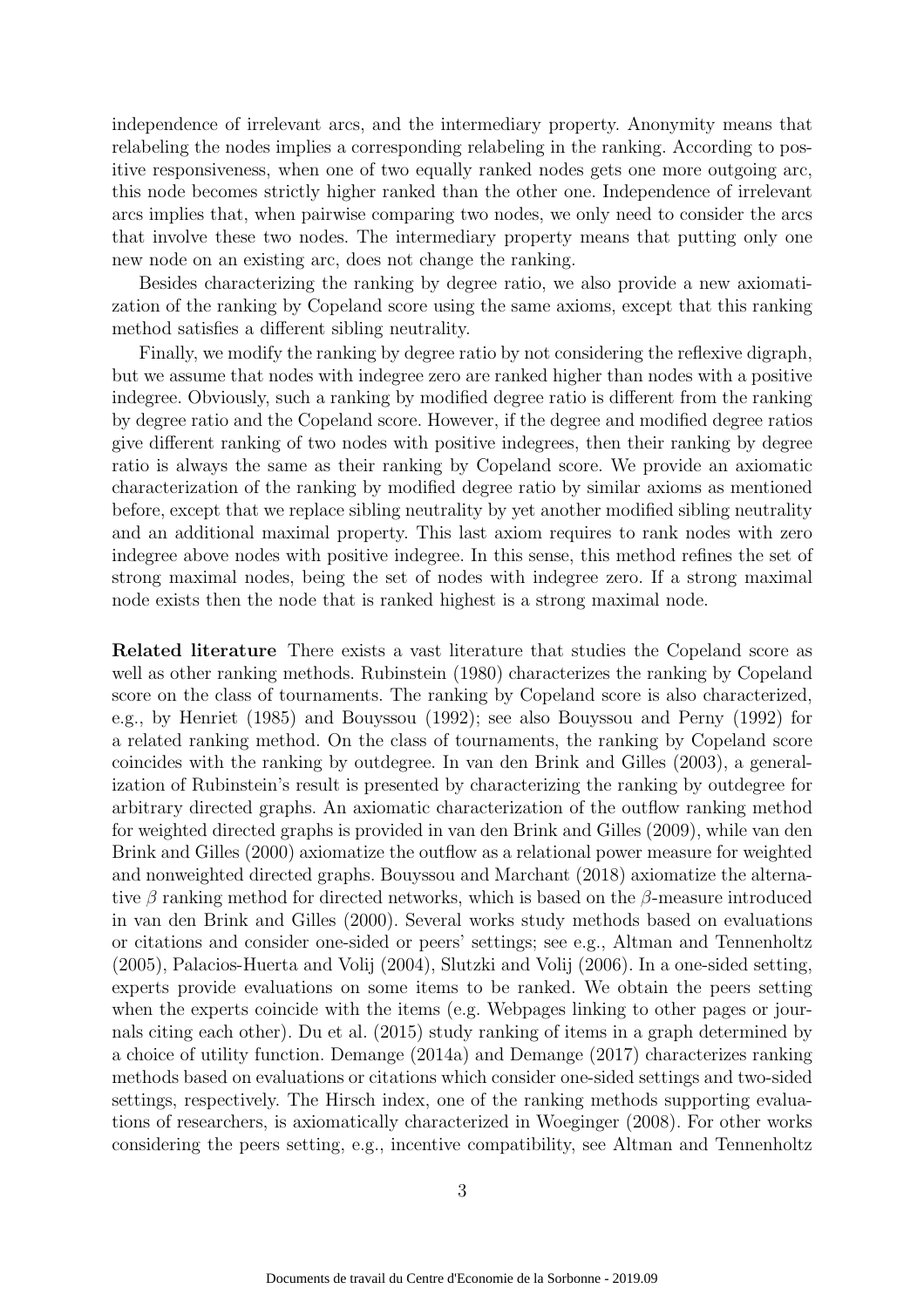independence of irrelevant arcs, and the intermediary property. Anonymity means that relabeling the nodes implies a corresponding relabeling in the ranking. According to positive responsiveness, when one of two equally ranked nodes gets one more outgoing arc, this node becomes strictly higher ranked than the other one. Independence of irrelevant arcs implies that, when pairwise comparing two nodes, we only need to consider the arcs that involve these two nodes. The intermediary property means that putting only one new node on an existing arc, does not change the ranking.

Besides characterizing the ranking by degree ratio, we also provide a new axiomatization of the ranking by Copeland score using the same axioms, except that this ranking method satisfies a different sibling neutrality.

Finally, we modify the ranking by degree ratio by not considering the reflexive digraph, but we assume that nodes with indegree zero are ranked higher than nodes with a positive indegree. Obviously, such a ranking by modified degree ratio is different from the ranking by degree ratio and the Copeland score. However, if the degree and modified degree ratios give different ranking of two nodes with positive indegrees, then their ranking by degree ratio is always the same as their ranking by Copeland score. We provide an axiomatic characterization of the ranking by modified degree ratio by similar axioms as mentioned before, except that we replace sibling neutrality by yet another modified sibling neutrality and an additional maximal property. This last axiom requires to rank nodes with zero indegree above nodes with positive indegree. In this sense, this method refines the set of strong maximal nodes, being the set of nodes with indegree zero. If a strong maximal node exists then the node that is ranked highest is a strong maximal node.

**Related literature** There exists a vast literature that studies the Copeland score as well as other ranking methods. Rubinstein (1980) characterizes the ranking by Copeland score on the class of tournaments. The ranking by Copeland score is also characterized, e.g., by Henriet (1985) and Bouyssou (1992); see also Bouyssou and Perny (1992) for a related ranking method. On the class of tournaments, the ranking by Copeland score coincides with the ranking by outdegree. In van den Brink and Gilles (2003), a generalization of Rubinstein's result is presented by characterizing the ranking by outdegree for arbitrary directed graphs. An axiomatic characterization of the outflow ranking method for weighted directed graphs is provided in van den Brink and Gilles (2009), while van den Brink and Gilles (2000) axiomatize the outflow as a relational power measure for weighted and nonweighted directed graphs. Bouyssou and Marchant (2018) axiomatize the alternative $\beta$ ranking method for directed networks, which is based on the $\beta$-measure introduced in van den Brink and Gilles (2000). Several works study methods based on evaluations or citations and consider one-sided or peers' settings; see e.g., Altman and Tennenholtz (2005), Palacios-Huerta and Volij (2004), Slutzki and Volij (2006). In a one-sided setting, experts provide evaluations on some items to be ranked. We obtain the peers setting when the experts coincide with the items (e.g. Webpages linking to other pages or journals citing each other). Du et al. (2015) study ranking of items in a graph determined by a choice of utility function. Demange (2014a) and Demange (2017) characterizes ranking methods based on evaluations or citations which consider one-sided settings and two-sided settings, respectively. The Hirsch index, one of the ranking methods supporting evaluations of researchers, is axiomatically characterized in Woeginger (2008). For other works considering the peers setting, e.g., incentive compatibility, see Altman and Tennenholtz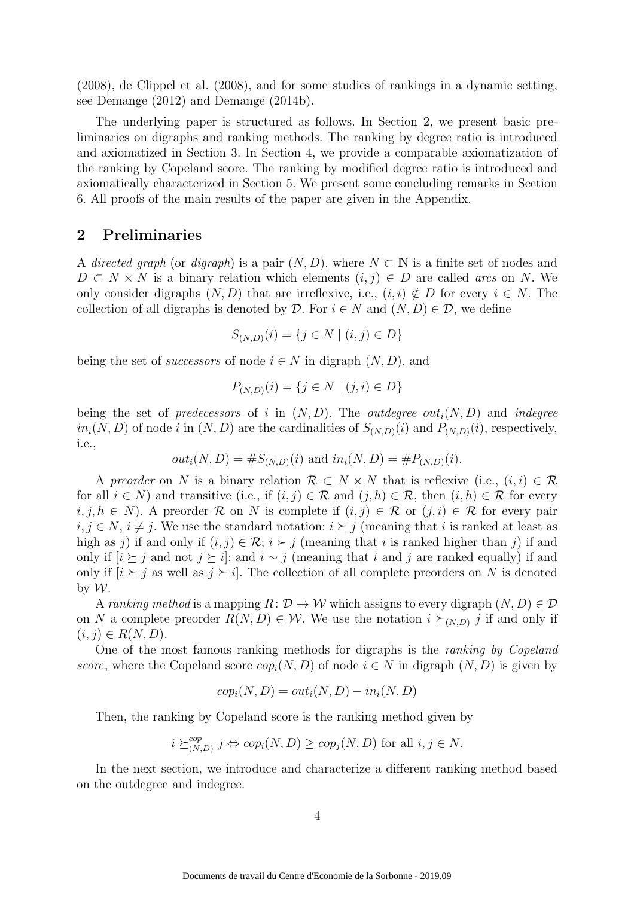(2008), de Clippel et al. (2008), and for some studies of rankings in a dynamic setting, see Demange (2012) and Demange (2014b).

The underlying paper is structured as follows. In Section 2, we present basic preliminaries on digraphs and ranking methods. The ranking by degree ratio is introduced and axiomatized in Section 3. In Section 4, we provide a comparable axiomatization of the ranking by Copeland score. The ranking by modified degree ratio is introduced and axiomatically characterized in Section 5. We present some concluding remarks in Section 6. All proofs of the main results of the paper are given in the Appendix.

## 2 Preliminaries

A *directed graph* (or *digraph*) is a pair $(N, D)$, where $N \subset \mathbb{N}$ is a finite set of nodes and $D \subset N \times N$ is a binary relation which elements $(i, j) \in D$ are called *arcs* on $N$. We only consider digraphs $(N, D)$ that are irreflexive, i.e., $(i, i) \notin D$ for every $i \in N$. The collection of all digraphs is denoted by $\mathcal{D}$. For $i \in N$ and $(N, D) \in \mathcal{D}$, we define

$$S_{(N,D)}(i) = \{j \in N \mid (i, j) \in D\}$$

being the set of *successors* of node $i \in N$ in digraph $(N, D)$, and

$$P_{(N,D)}(i) = \{j \in N \mid (j, i) \in D\}$$

being the set of *predecessors* of $i$ in $(N, D)$. The *outdegree* $out_i(N, D)$ and *indegree* $in_i(N, D)$ of node $i$ in $(N, D)$ are the cardinalities of $S_{(N,D)}(i)$ and $P_{(N,D)}(i)$, respectively, i.e.,

$$out_i(N, D) = \#S_{(N,D)}(i) \text{ and } in_i(N, D) = \#P_{(N,D)}(i).$$

A *preorder* on $N$ is a binary relation $\mathcal{R} \subset N \times N$ that is reflexive (i.e., $(i, i) \in \mathcal{R}$ for all $i \in N$) and transitive (i.e., if $(i, j) \in \mathcal{R}$ and $(j, h) \in \mathcal{R}$, then $(i, h) \in \mathcal{R}$ for every $i, j, h \in N$). A preorder $\mathcal{R}$ on $N$ is complete if $(i, j) \in \mathcal{R}$ or $(j, i) \in \mathcal{R}$ for every pair $i, j \in N$, $i \neq j$. We use the standard notation: $i \succeq j$ (meaning that $i$ is ranked at least as high as $j$) if and only if $(i, j) \in \mathcal{R}$; $i \succ j$ (meaning that $i$ is ranked higher than $j$) if and only if $[i \succeq j$ and not $j \succeq i]$; and $i \sim j$ (meaning that $i$ and $j$ are ranked equally) if and only if $[i \succeq j$ as well as $j \succeq i]$. The collection of all complete preorders on $N$ is denoted by $\mathcal{W}$.

A *ranking method* is a mapping $R \colon \mathcal{D} \to \mathcal{W}$ which assigns to every digraph $(N, D) \in \mathcal{D}$ on $N$ a complete preorder $R(N, D) \in \mathcal{W}$. We use the notation $i \succeq_{(N,D)} j$ if and only if $(i, j) \in R(N, D)$.

One of the most famous ranking methods for digraphs is the *ranking by Copeland score*, where the Copeland score $cop_i(N, D)$ of node $i \in N$ in digraph $(N, D)$ is given by

$$cop_i(N, D) = out_i(N, D) - in_i(N, D)$$

Then, the ranking by Copeland score is the ranking method given by

$$i \succeq^{cop}_{(N,D)} j \Leftrightarrow cop_i(N, D) \geq cop_j(N, D) \text{ for all } i, j \in N.$$

In the next section, we introduce and characterize a different ranking method based on the outdegree and indegree.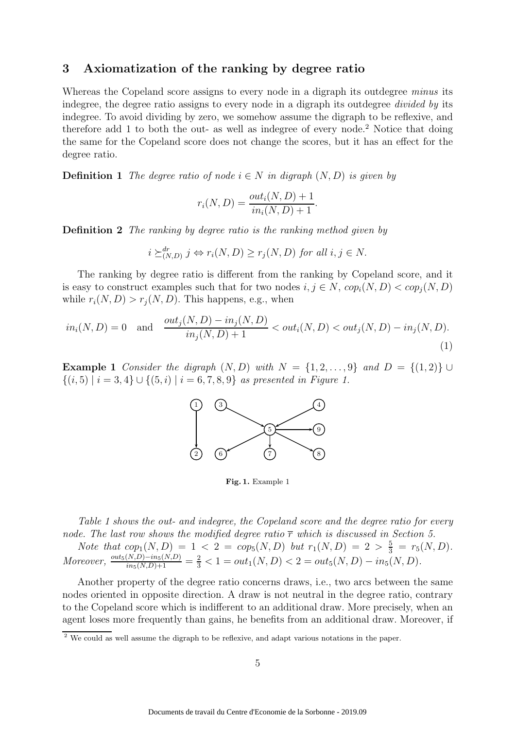## 3 Axiomatization of the ranking by degree ratio

Whereas the Copeland score assigns to every node in a digraph its outdegree *minus* its indegree, the degree ratio assigns to every node in a digraph its outdegree *divided by* its indegree. To avoid dividing by zero, we somehow assume the digraph to be reflexive, and therefore add 1 to both the out- as well as indegree of every node.[2] Notice that doing the same for the Copeland score does not change the scores, but it has an effect for the degree ratio.

**Definition 1** *The degree ratio of node $i \in N$ in digraph $(N, D)$ is given by*

$$r_i(N, D) = \frac{out_i(N, D) + 1}{in_i(N, D) + 1}.$$

**Definition 2** *The ranking by degree ratio is the ranking method given by*

$$i \succeq^{dr}_{(N,D)} j \Leftrightarrow r_i(N, D) \geq r_j(N, D) \text{ for all } i, j \in N.$$

The ranking by degree ratio is different from the ranking by Copeland score, and it is easy to construct examples such that for two nodes $i, j \in N$, $cop_i(N, D) < cop_j(N, D)$ while $r_i(N, D) > r_j(N, D)$. This happens, e.g., when

$$in_i(N, D) = 0 \quad \text{and} \quad \frac{out_j(N, D) - in_j(N, D)}{in_j(N, D) + 1} < out_i(N, D) < out_j(N, D) - in_j(N, D). \tag{1}$$

**Example 1** *Consider the digraph $(N, D)$ with $N = \{1, 2, \ldots, 9\}$ and $D = \{(1, 2)\} \cup \{(i, 5) \mid i = 3, 4\} \cup \{(5, i) \mid i = 6, 7, 8, 9\}$ as presented in Figure 1.*

**Fig. 1.** Example 1

*Table 1 shows the out- and indegree, the Copeland score and the degree ratio for every node. The last row shows the modified degree ratio $\overline{r}$ which is discussed in Section 5.*

*Note that $cop_1(N, D) = 1 < 2 = cop_5(N, D)$ but $r_1(N, D) = 2 > \frac{5}{3} = r_5(N, D)$. Moreover, $\frac{out_5(N,D) - in_5(N,D)}{in_5(N,D)+1} = \frac{2}{3} < 1 = out_1(N, D) < 2 = out_5(N, D) - in_5(N, D)$.*

Another property of the degree ratio concerns draws, i.e., two arcs between the same nodes oriented in opposite direction. A draw is not neutral in the degree ratio, contrary to the Copeland score which is indifferent to an additional draw. More precisely, when an agent loses more frequently than gains, he benefits from an additional draw. Moreover, if

[2] We could as well assume the digraph to be reflexive, and adapt various notations in the paper.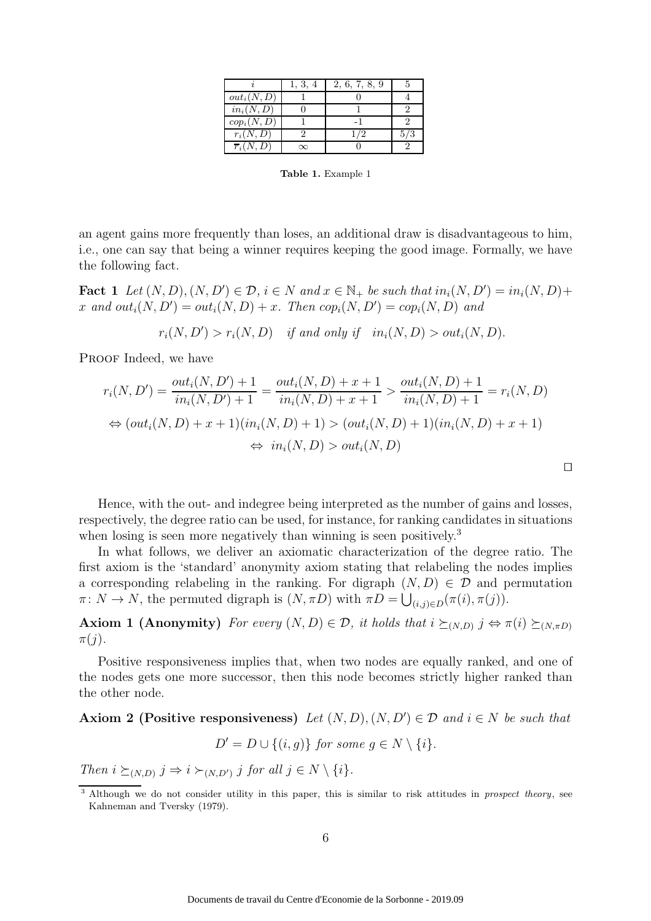| $i$ | 1, 3, 4 | 2, 6, 7, 8, 9 | 5 |
|---|---|---|---|
| $out_i(N, D)$ | 1 | 0 | 4 |
| $in_i(N, D)$ | 0 | 1 | 2 |
| $cop_i(N, D)$ | 1 | -1 | 2 |
| $r_i(N, D)$ | 2 | 1/2 | 5/3 |
| $\overline{r}_i(N, D)$ | $\infty$ | 0 | 2 |

**Table 1.** Example 1

an agent gains more frequently than loses, an additional draw is disadvantageous to him, i.e., one can say that being a winner requires keeping the good image. Formally, we have the following fact.

**Fact 1** *Let $(N, D), (N, D') \in \mathcal{D}$, $i \in N$ and $x \in \mathbb{N}_+$ be such that $in_i(N, D') = in_i(N, D) + x$ and $out_i(N, D') = out_i(N, D) + x$. Then $cop_i(N, D') = cop_i(N, D)$ and*

$$r_i(N, D') > r_i(N, D) \quad \textit{if and only if} \quad in_i(N, D) > out_i(N, D).$$

Proof Indeed, we have

$$r_i(N, D') = \frac{out_i(N, D') + 1}{in_i(N, D') + 1} = \frac{out_i(N, D) + x + 1}{in_i(N, D) + x + 1} > \frac{out_i(N, D) + 1}{in_i(N, D) + 1} = r_i(N, D)$$

$$\Leftrightarrow (out_i(N, D) + x + 1)(in_i(N, D) + 1) > (out_i(N, D) + 1)(in_i(N, D) + x + 1)$$

$$\Leftrightarrow \; in_i(N, D) > out_i(N, D)$$

□

Hence, with the out- and indegree being interpreted as the number of gains and losses, respectively, the degree ratio can be used, for instance, for ranking candidates in situations when losing is seen more negatively than winning is seen positively.[3]

In what follows, we deliver an axiomatic characterization of the degree ratio. The first axiom is the 'standard' anonymity axiom stating that relabeling the nodes implies a corresponding relabeling in the ranking. For digraph $(N, D) \in \mathcal{D}$ and permutation $\pi \colon N \to N$, the permuted digraph is $(N, \pi D)$ with $\pi D = \bigcup_{(i,j) \in D} (\pi(i), \pi(j))$.

**Axiom 1 (Anonymity)** *For every $(N, D) \in \mathcal{D}$, it holds that $i \succeq_{(N,D)} j \Leftrightarrow \pi(i) \succeq_{(N,\pi D)} \pi(j)$.*

Positive responsiveness implies that, when two nodes are equally ranked, and one of the nodes gets one more successor, then this node becomes strictly higher ranked than the other node.

**Axiom 2 (Positive responsiveness)** *Let $(N, D), (N, D') \in \mathcal{D}$ and $i \in N$ be such that*

$$D' = D \cup \{(i, g)\} \textit{ for some } g \in N \setminus \{i\}.$$

*Then $i \succeq_{(N,D)} j \Rightarrow i \succ_{(N,D')} j$ for all $j \in N \setminus \{i\}$.*

[3] Although we do not consider utility in this paper, this is similar to risk attitudes in *prospect theory*, see Kahneman and Tversky (1979).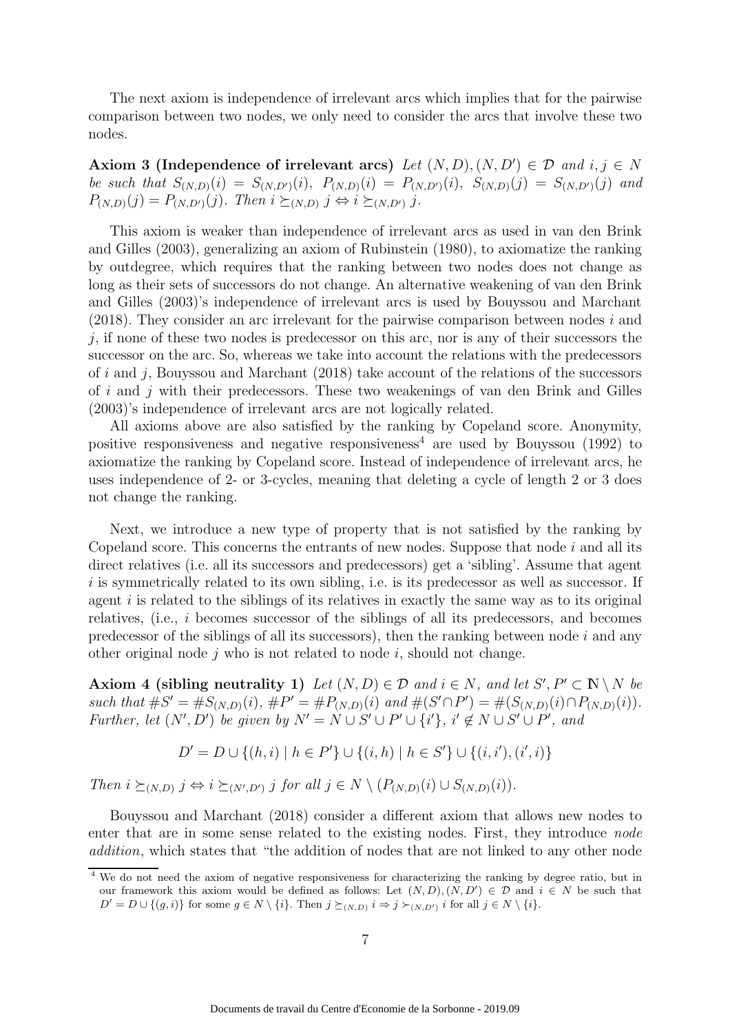The next axiom is independence of irrelevant arcs which implies that for the pairwise comparison between two nodes, we only need to consider the arcs that involve these two nodes.

**Axiom 3 (Independence of irrelevant arcs)** *Let $(N, D), (N, D') \in \mathcal{D}$ and $i, j \in N$ be such that $S_{(N,D)}(i) = S_{(N,D')}(i)$, $P_{(N,D)}(i) = P_{(N,D')}(i)$, $S_{(N,D)}(j) = S_{(N,D')}(j)$ and $P_{(N,D)}(j) = P_{(N,D')}(j)$. Then $i \succeq_{(N,D)} j \Leftrightarrow i \succeq_{(N,D')} j$.*

This axiom is weaker than independence of irrelevant arcs as used in van den Brink and Gilles (2003), generalizing an axiom of Rubinstein (1980), to axiomatize the ranking by outdegree, which requires that the ranking between two nodes does not change as long as their sets of successors do not change. An alternative weakening of van den Brink and Gilles (2003)'s independence of irrelevant arcs is used by Bouyssou and Marchant (2018). They consider an arc irrelevant for the pairwise comparison between nodes $i$ and $j$, if none of these two nodes is predecessor on this arc, nor is any of their successors the successor on the arc. So, whereas we take into account the relations with the predecessors of $i$ and $j$, Bouyssou and Marchant (2018) take account of the relations of the successors of $i$ and $j$ with their predecessors. These two weakenings of van den Brink and Gilles (2003)'s independence of irrelevant arcs are not logically related.

All axioms above are also satisfied by the ranking by Copeland score. Anonymity, positive responsiveness and negative responsiveness[4] are used by Bouyssou (1992) to axiomatize the ranking by Copeland score. Instead of independence of irrelevant arcs, he uses independence of 2- or 3-cycles, meaning that deleting a cycle of length 2 or 3 does not change the ranking.

Next, we introduce a new type of property that is not satisfied by the ranking by Copeland score. This concerns the entrants of new nodes. Suppose that node $i$ and all its direct relatives (i.e. all its successors and predecessors) get a 'sibling'. Assume that agent $i$ is symmetrically related to its own sibling, i.e. is its predecessor as well as successor. If agent $i$ is related to the siblings of its relatives in exactly the same way as to its original relatives, (i.e., $i$ becomes successor of the siblings of all its predecessors, and becomes predecessor of the siblings of all its successors), then the ranking between node $i$ and any other original node $j$ who is not related to node $i$, should not change.

**Axiom 4 (sibling neutrality 1)** *Let $(N, D) \in \mathcal{D}$ and $i \in N$, and let $S', P' \subset \mathbb{N} \setminus N$ be such that $\#S' = \#S_{(N,D)}(i)$, $\#P' = \#P_{(N,D)}(i)$ and $\#(S' \cap P') = \#(S_{(N,D)}(i) \cap P_{(N,D)}(i))$. Further, let $(N', D')$ be given by $N' = N \cup S' \cup P' \cup \{i'\}$, $i' \notin N \cup S' \cup P'$, and*

$$D' = D \cup \{(h, i) \mid h \in P'\} \cup \{(i, h) \mid h \in S'\} \cup \{(i, i'), (i', i)\}$$

*Then $i \succeq_{(N,D)} j \Leftrightarrow i \succeq_{(N',D')} j$ for all $j \in N \setminus (P_{(N,D)}(i) \cup S_{(N,D)}(i))$.*

Bouyssou and Marchant (2018) consider a different axiom that allows new nodes to enter that are in some sense related to the existing nodes. First, they introduce *node addition*, which states that "the addition of nodes that are not linked to any other node

[4] We do not need the axiom of negative responsiveness for characterizing the ranking by degree ratio, but in our framework this axiom would be defined as follows: Let $(N, D), (N, D') \in \mathcal{D}$ and $i \in N$ be such that $D' = D \cup \{(g, i)\}$ for some $g \in N \setminus \{i\}$. Then $j \succeq_{(N,D)} i \Rightarrow j \succ_{(N,D')} i$ for all $j \in N \setminus \{i\}$.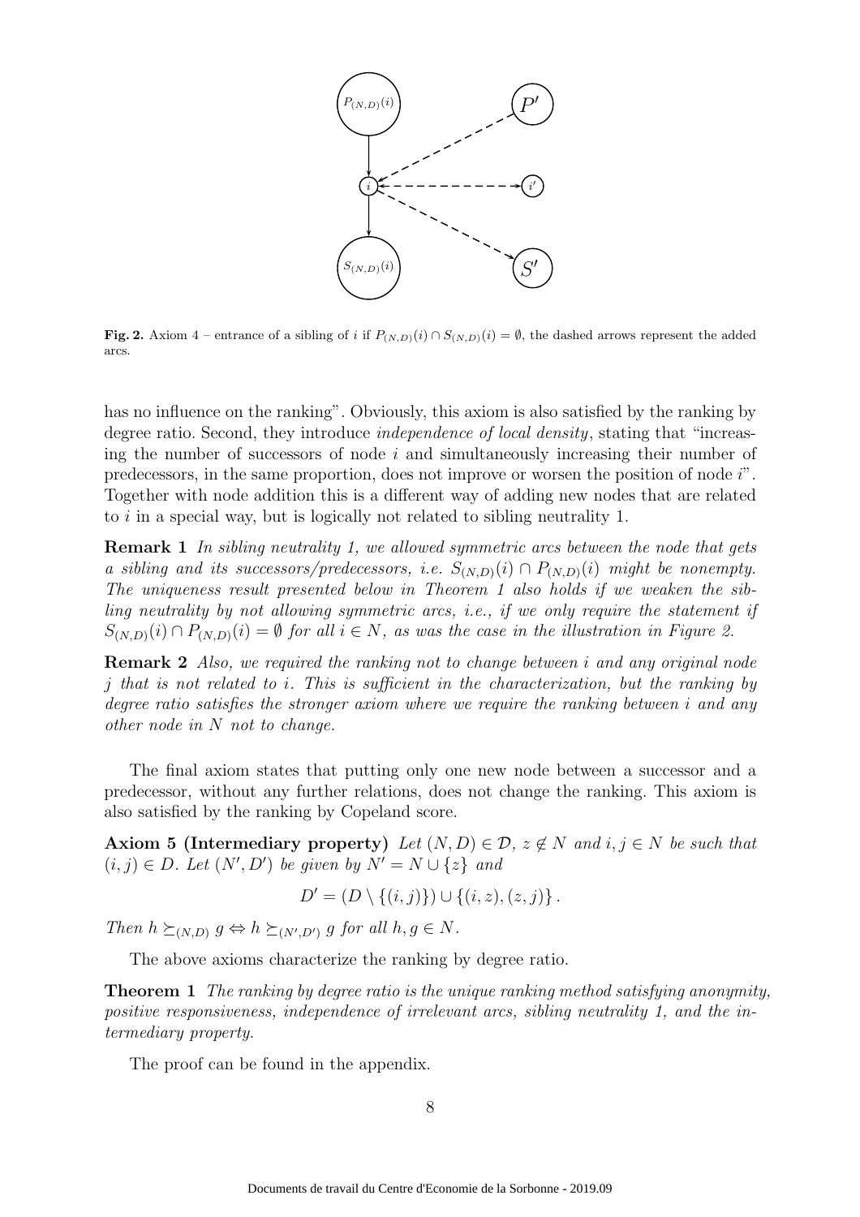**Fig. 2.** Axiom 4 – entrance of a sibling of $i$ if $P_{(N,D)}(i) \cap S_{(N,D)}(i) = \emptyset$, the dashed arrows represent the added arcs.

has no influence on the ranking". Obviously, this axiom is also satisfied by the ranking by degree ratio. Second, they introduce *independence of local density*, stating that "increasing the number of successors of node $i$ and simultaneously increasing their number of predecessors, in the same proportion, does not improve or worsen the position of node $i$". Together with node addition this is a different way of adding new nodes that are related to $i$ in a special way, but is logically not related to sibling neutrality 1.

**Remark 1** *In sibling neutrality 1, we allowed symmetric arcs between the node that gets a sibling and its successors/predecessors, i.e.* $S_{(N,D)}(i) \cap P_{(N,D)}(i)$ *might be nonempty. The uniqueness result presented below in Theorem 1 also holds if we weaken the sibling neutrality by not allowing symmetric arcs, i.e., if we only require the statement if* $S_{(N,D)}(i) \cap P_{(N,D)}(i) = \emptyset$ *for all* $i \in N$*, as was the case in the illustration in Figure 2.*

**Remark 2** *Also, we required the ranking not to change between* $i$ *and any original node* $j$ *that is not related to* $i$*. This is sufficient in the characterization, but the ranking by degree ratio satisfies the stronger axiom where we require the ranking between* $i$ *and any other node in* $N$ *not to change.*

The final axiom states that putting only one new node between a successor and a predecessor, without any further relations, does not change the ranking. This axiom is also satisfied by the ranking by Copeland score.

**Axiom 5 (Intermediary property)** *Let* $(N, D) \in \mathcal{D}$, $z \notin N$ *and* $i, j \in N$ *be such that* $(i, j) \in D$*. Let* $(N', D')$ *be given by* $N' = N \cup \{z\}$ *and*

$$D' = (D \setminus \{(i, j)\}) \cup \{(i, z), (z, j)\}.$$

*Then* $h \succeq_{(N,D)} g \Leftrightarrow h \succeq_{(N',D')} g$ *for all* $h, g \in N$.

The above axioms characterize the ranking by degree ratio.

**Theorem 1** *The ranking by degree ratio is the unique ranking method satisfying anonymity, positive responsiveness, independence of irrelevant arcs, sibling neutrality 1, and the intermediary property.*

The proof can be found in the appendix.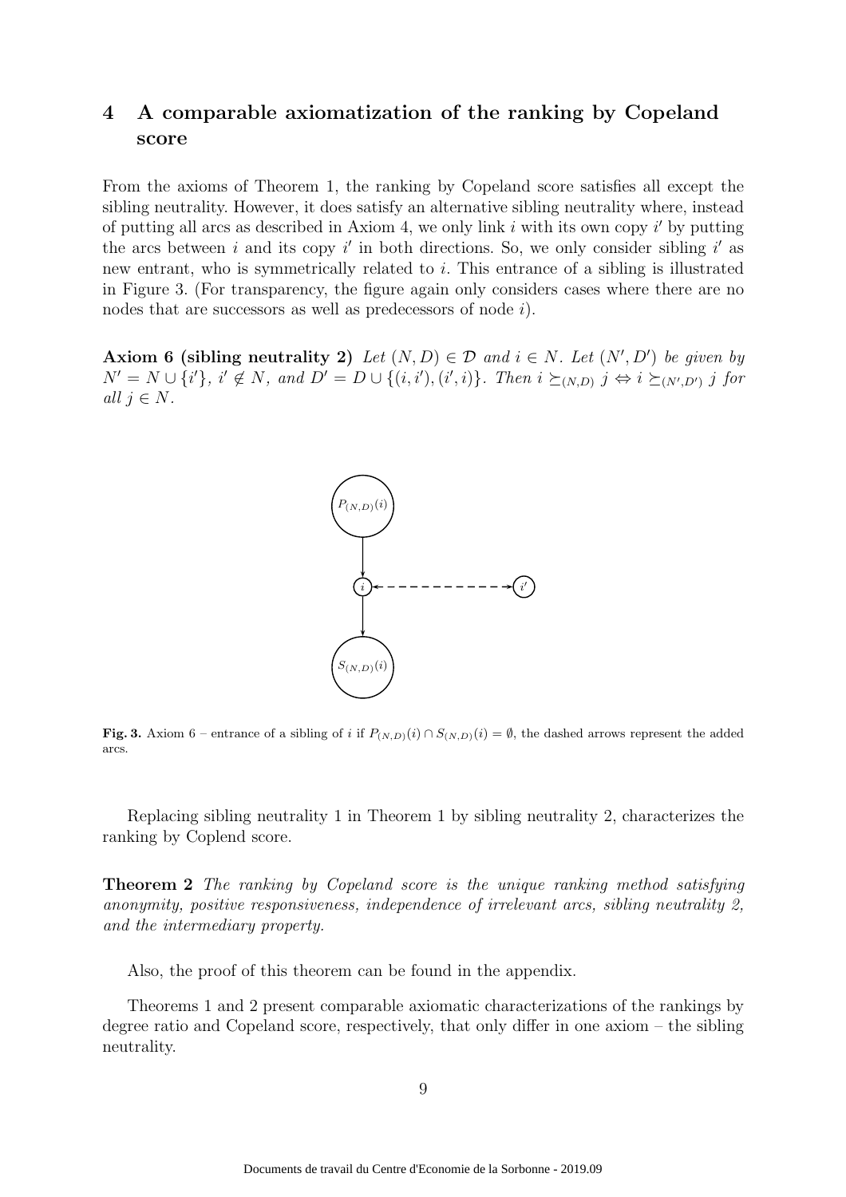## 4 A comparable axiomatization of the ranking by Copeland score

From the axioms of Theorem 1, the ranking by Copeland score satisfies all except the sibling neutrality. However, it does satisfy an alternative sibling neutrality where, instead of putting all arcs as described in Axiom 4, we only link $i$ with its own copy $i'$ by putting the arcs between $i$ and its copy $i'$ in both directions. So, we only consider sibling $i'$ as new entrant, who is symmetrically related to $i$. This entrance of a sibling is illustrated in Figure 3. (For transparency, the figure again only considers cases where there are no nodes that are successors as well as predecessors of node $i$).

**Axiom 6 (sibling neutrality 2)** *Let* $(N, D) \in \mathcal{D}$ *and* $i \in N$. *Let* $(N', D')$ *be given by* $N' = N \cup \{i'\}$, $i' \notin N$, *and* $D' = D \cup \{(i, i'), (i', i)\}$. *Then* $i \succeq_{(N,D)} j \Leftrightarrow i \succeq_{(N',D')} j$ *for all* $j \in N$.

**Fig. 3.** Axiom 6 – entrance of a sibling of $i$ if $P_{(N,D)}(i) \cap S_{(N,D)}(i) = \emptyset$, the dashed arrows represent the added arcs.

Replacing sibling neutrality 1 in Theorem 1 by sibling neutrality 2, characterizes the ranking by Coplend score.

**Theorem 2** *The ranking by Copeland score is the unique ranking method satisfying anonymity, positive responsiveness, independence of irrelevant arcs, sibling neutrality 2, and the intermediary property.*

Also, the proof of this theorem can be found in the appendix.

Theorems 1 and 2 present comparable axiomatic characterizations of the rankings by degree ratio and Copeland score, respectively, that only differ in one axiom – the sibling neutrality.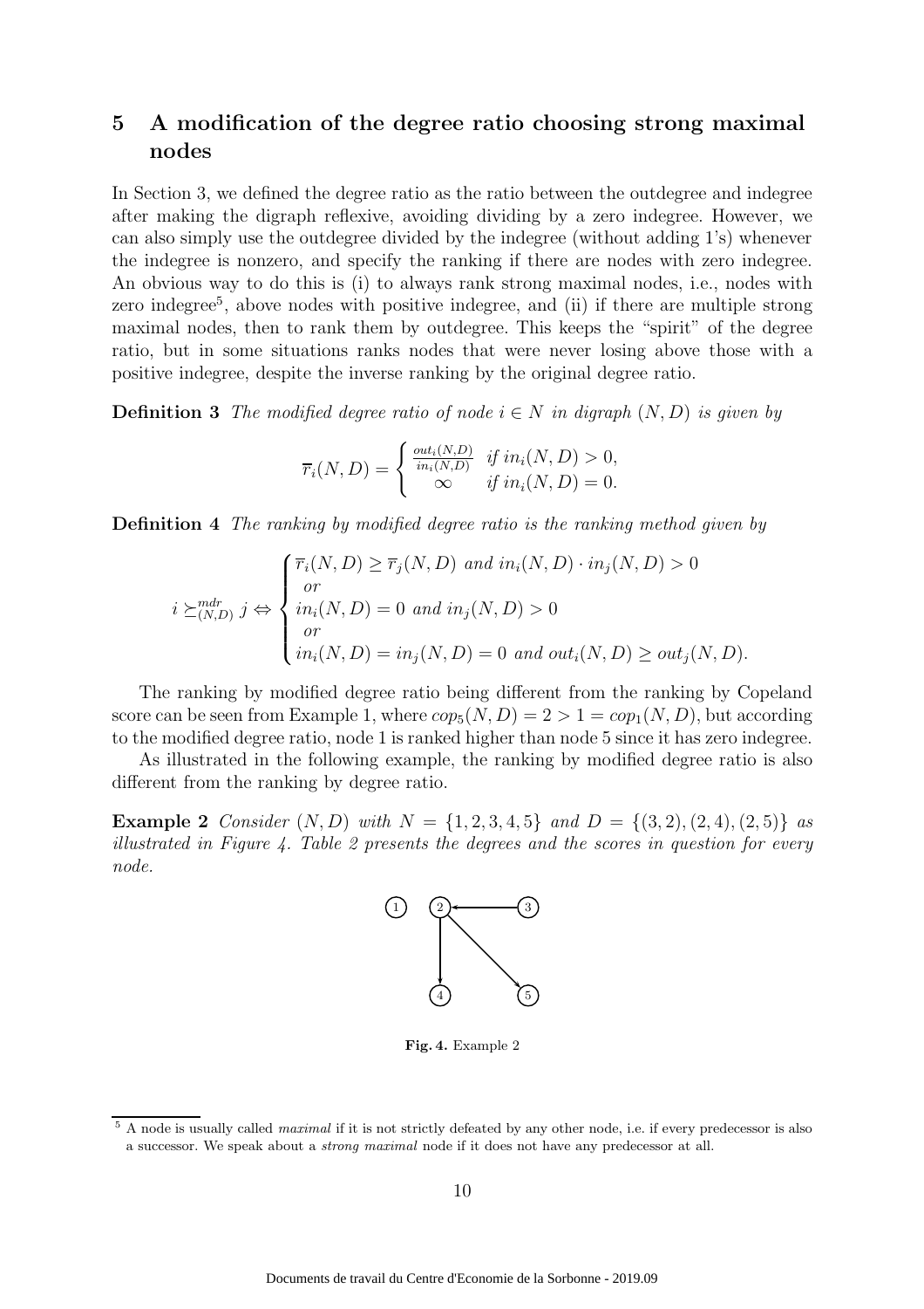## 5 A modification of the degree ratio choosing strong maximal nodes

In Section 3, we defined the degree ratio as the ratio between the outdegree and indegree after making the digraph reflexive, avoiding dividing by a zero indegree. However, we can also simply use the outdegree divided by the indegree (without adding 1's) whenever the indegree is nonzero, and specify the ranking if there are nodes with zero indegree. An obvious way to do this is (i) to always rank strong maximal nodes, i.e., nodes with zero indegree[5], above nodes with positive indegree, and (ii) if there are multiple strong maximal nodes, then to rank them by outdegree. This keeps the "spirit" of the degree ratio, but in some situations ranks nodes that were never losing above those with a positive indegree, despite the inverse ranking by the original degree ratio.

**Definition 3** *The modified degree ratio of node $i \in N$ in digraph $(N, D)$ is given by*

$$\overline{r}_i(N,D) = \begin{cases} \frac{out_i(N,D)}{in_i(N,D)} & \text{if } in_i(N,D) > 0, \\ \infty & \text{if } in_i(N,D) = 0. \end{cases}$$

**Definition 4** *The ranking by modified degree ratio is the ranking method given by*

$$i \succeq^{mdr}_{(N,D)} j \Leftrightarrow \begin{cases} \overline{r}_i(N,D) \geq \overline{r}_j(N,D) \text{ and } in_i(N,D) \cdot in_j(N,D) > 0 \\ \quad or \\ in_i(N,D) = 0 \text{ and } in_j(N,D) > 0 \\ \quad or \\ in_i(N,D) = in_j(N,D) = 0 \text{ and } out_i(N,D) \geq out_j(N,D). \end{cases}$$

The ranking by modified degree ratio being different from the ranking by Copeland score can be seen from Example 1, where $cop_5(N, D) = 2 > 1 = cop_1(N, D)$, but according to the modified degree ratio, node 1 is ranked higher than node 5 since it has zero indegree.

As illustrated in the following example, the ranking by modified degree ratio is also different from the ranking by degree ratio.

**Example 2** *Consider $(N, D)$ with $N = \{1, 2, 3, 4, 5\}$ and $D = \{(3, 2), (2, 4), (2, 5)\}$ as illustrated in Figure 4. Table 2 presents the degrees and the scores in question for every node.*

**Fig. 4.** Example 2

[5] A node is usually called *maximal* if it is not strictly defeated by any other node, i.e. if every predecessor is also a successor. We speak about a *strong maximal* node if it does not have any predecessor at all.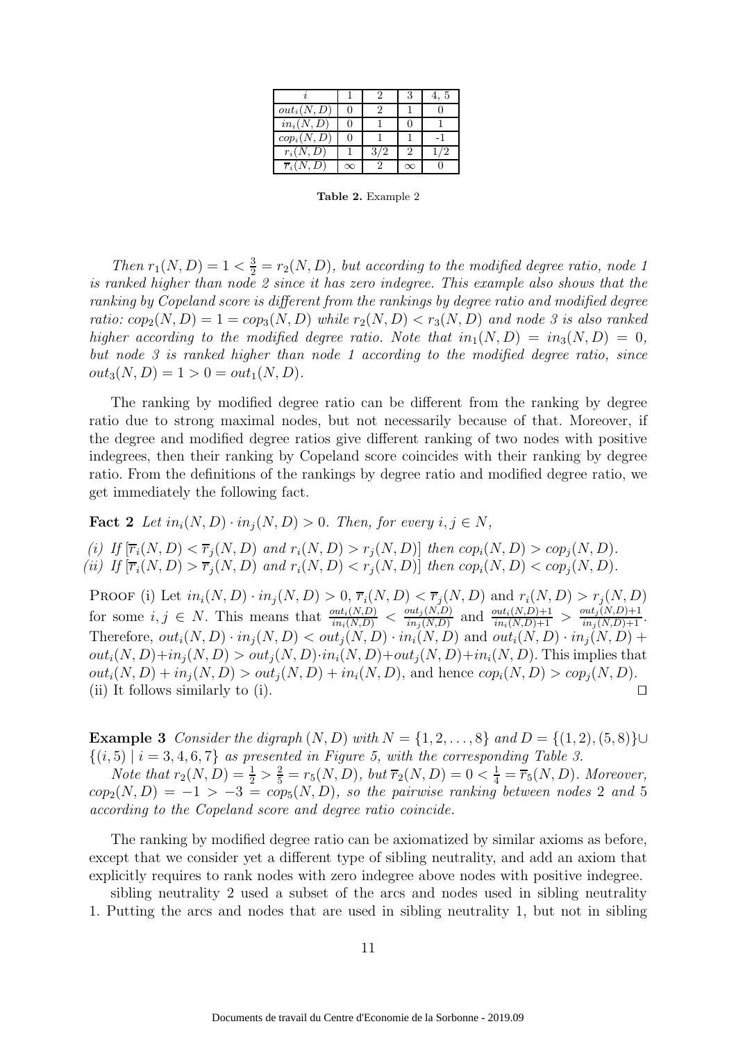| $i$ | 1 | 2 | 3 | 4, 5 |
|---|---|---|---|---|
| $out_i(N,D)$ | 0 | 2 | 1 | 0 |
| $in_i(N,D)$ | 0 | 1 | 0 | 1 |
| $cop_i(N,D)$ | 0 | 1 | 1 | -1 |
| $r_i(N,D)$ | 1 | 3/2 | 2 | 1/2 |
| $\overline{r}_i(N,D)$ | $\infty$ | 2 | $\infty$ | 0 |

**Table 2.** Example 2

*Then $r_1(N,D) = 1 < \frac{3}{2} = r_2(N,D)$, but according to the modified degree ratio, node 1 is ranked higher than node 2 since it has zero indegree. This example also shows that the ranking by Copeland score is different from the rankings by degree ratio and modified degree ratio: $cop_2(N,D) = 1 = cop_3(N,D)$ while $r_2(N,D) < r_3(N,D)$ and node 3 is also ranked higher according to the modified degree ratio. Note that $in_1(N,D) = in_3(N,D) = 0$, but node 3 is ranked higher than node 1 according to the modified degree ratio, since $out_3(N,D) = 1 > 0 = out_1(N,D)$.*

The ranking by modified degree ratio can be different from the ranking by degree ratio due to strong maximal nodes, but not necessarily because of that. Moreover, if the degree and modified degree ratios give different ranking of two nodes with positive indegrees, then their ranking by Copeland score coincides with their ranking by degree ratio. From the definitions of the rankings by degree ratio and modified degree ratio, we get immediately the following fact.

**Fact 2** *Let $in_i(N,D) \cdot in_j(N,D) > 0$. Then, for every $i, j \in N$,*

*(i) If $[\overline{r}_i(N,D) < \overline{r}_j(N,D)$ and $r_i(N,D) > r_j(N,D)]$ then $cop_i(N,D) > cop_j(N,D)$.*
*(ii) If $[\overline{r}_i(N,D) > \overline{r}_j(N,D)$ and $r_i(N,D) < r_j(N,D)]$ then $cop_i(N,D) < cop_j(N,D)$.*

Proof (i) Let $in_i(N,D) \cdot in_j(N,D) > 0$, $\overline{r}_i(N,D) < \overline{r}_j(N,D)$ and $r_i(N,D) > r_j(N,D)$ for some $i, j \in N$. This means that $\frac{out_i(N,D)}{in_i(N,D)} < \frac{out_j(N,D)}{in_j(N,D)}$ and $\frac{out_i(N,D)+1}{in_i(N,D)+1} > \frac{out_j(N,D)+1}{in_j(N,D)+1}$. Therefore, $out_i(N,D) \cdot in_j(N,D) < out_j(N,D) \cdot in_i(N,D)$ and $out_i(N,D) \cdot in_j(N,D) + out_i(N,D) + in_j(N,D) > out_j(N,D) \cdot in_i(N,D) + out_j(N,D) + in_i(N,D)$. This implies that $out_i(N,D) + in_j(N,D) > out_j(N,D) + in_i(N,D)$, and hence $cop_i(N,D) > cop_j(N,D)$.
(ii) It follows similarly to (i). $\square$

**Example 3** *Consider the digraph $(N,D)$ with $N = \{1,2,\ldots,8\}$ and $D = \{(1,2),(5,8)\} \cup \{(i,5) \mid i = 3,4,6,7\}$ as presented in Figure 5, with the corresponding Table 3.*

*Note that $r_2(N,D) = \frac{1}{2} > \frac{2}{5} = r_5(N,D)$, but $\overline{r}_2(N,D) = 0 < \frac{1}{4} = \overline{r}_5(N,D)$. Moreover, $cop_2(N,D) = -1 > -3 = cop_5(N,D)$, so the pairwise ranking between nodes 2 and 5 according to the Copeland score and degree ratio coincide.*

The ranking by modified degree ratio can be axiomatized by similar axioms as before, except that we consider yet a different type of sibling neutrality, and add an axiom that explicitly requires to rank nodes with zero indegree above nodes with positive indegree.

sibling neutrality 2 used a subset of the arcs and nodes used in sibling neutrality 1. Putting the arcs and nodes that are used in sibling neutrality 1, but not in sibling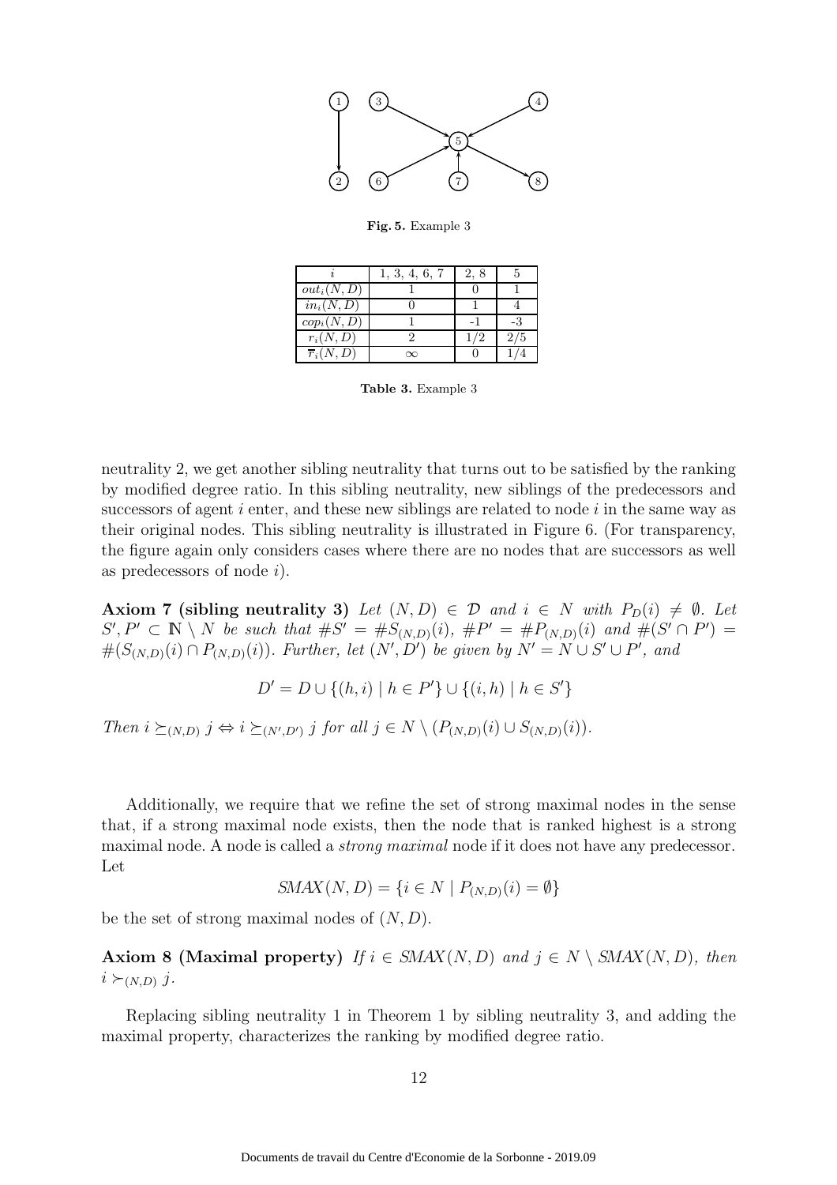**Fig. 5.** Example 3

| $i$ | 1, 3, 4, 6, 7 | 2, 8 | 5 |
|---|---|---|---|
| $out_i(N, D)$ | 1 | 0 | 1 |
| $in_i(N, D)$ | 0 | 1 | 4 |
| $cop_i(N, D)$ | 1 | -1 | -3 |
| $r_i(N, D)$ | 2 | 1/2 | 2/5 |
| $\overline{r}_i(N, D)$ | $\infty$ | 0 | 1/4 |

**Table 3.** Example 3

neutrality 2, we get another sibling neutrality that turns out to be satisfied by the ranking by modified degree ratio. In this sibling neutrality, new siblings of the predecessors and successors of agent $i$ enter, and these new siblings are related to node $i$ in the same way as their original nodes. This sibling neutrality is illustrated in Figure 6. (For transparency, the figure again only considers cases where there are no nodes that are successors as well as predecessors of node $i$).

**Axiom 7 (sibling neutrality 3)** *Let $(N, D) \in \mathcal{D}$ and $i \in N$ with $P_D(i) \neq \emptyset$. Let $S', P' \subset \mathbb{N} \setminus N$ be such that $\#S' = \#S_{(N,D)}(i)$, $\#P' = \#P_{(N,D)}(i)$ and $\#(S' \cap P') = \#(S_{(N,D)}(i) \cap P_{(N,D)}(i))$. Further, let $(N', D')$ be given by $N' = N \cup S' \cup P'$, and*

$$D' = D \cup \{(h, i) \mid h \in P'\} \cup \{(i, h) \mid h \in S'\}$$

*Then $i \succeq_{(N,D)} j \Leftrightarrow i \succeq_{(N',D')} j$ for all $j \in N \setminus (P_{(N,D)}(i) \cup S_{(N,D)}(i))$.*

Additionally, we require that we refine the set of strong maximal nodes in the sense that, if a strong maximal node exists, then the node that is ranked highest is a strong maximal node. A node is called a *strong maximal* node if it does not have any predecessor. Let

$$SMAX(N, D) = \{i \in N \mid P_{(N,D)}(i) = \emptyset\}$$

be the set of strong maximal nodes of $(N, D)$.

**Axiom 8 (Maximal property)** *If $i \in SMAX(N, D)$ and $j \in N \setminus SMAX(N, D)$, then $i \succ_{(N,D)} j$.*

Replacing sibling neutrality 1 in Theorem 1 by sibling neutrality 3, and adding the maximal property, characterizes the ranking by modified degree ratio.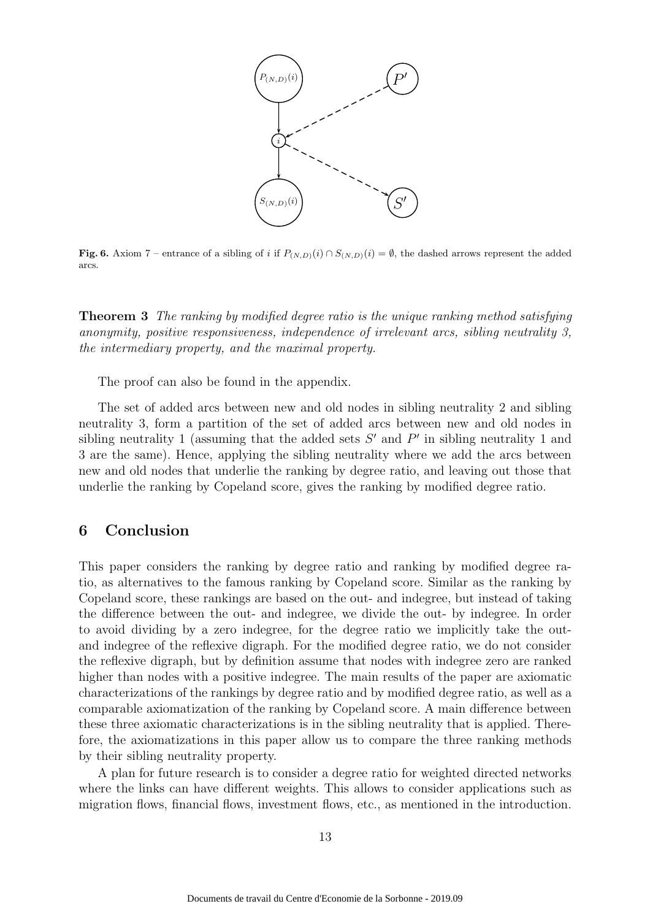**Fig. 6.** Axiom 7 – entrance of a sibling of $i$ if $P_{(N,D)}(i) \cap S_{(N,D)}(i) = \emptyset$, the dashed arrows represent the added arcs.

**Theorem 3** *The ranking by modified degree ratio is the unique ranking method satisfying anonymity, positive responsiveness, independence of irrelevant arcs, sibling neutrality 3, the intermediary property, and the maximal property.*

The proof can also be found in the appendix.

The set of added arcs between new and old nodes in sibling neutrality 2 and sibling neutrality 3, form a partition of the set of added arcs between new and old nodes in sibling neutrality 1 (assuming that the added sets $S'$ and $P'$ in sibling neutrality 1 and 3 are the same). Hence, applying the sibling neutrality where we add the arcs between new and old nodes that underlie the ranking by degree ratio, and leaving out those that underlie the ranking by Copeland score, gives the ranking by modified degree ratio.

## 6 Conclusion

This paper considers the ranking by degree ratio and ranking by modified degree ratio, as alternatives to the famous ranking by Copeland score. Similar as the ranking by Copeland score, these rankings are based on the out- and indegree, but instead of taking the difference between the out- and indegree, we divide the out- by indegree. In order to avoid dividing by a zero indegree, for the degree ratio we implicitly take the out- and indegree of the reflexive digraph. For the modified degree ratio, we do not consider the reflexive digraph, but by definition assume that nodes with indegree zero are ranked higher than nodes with a positive indegree. The main results of the paper are axiomatic characterizations of the rankings by degree ratio and by modified degree ratio, as well as a comparable axiomatization of the ranking by Copeland score. A main difference between these three axiomatic characterizations is in the sibling neutrality that is applied. Therefore, the axiomatizations in this paper allow us to compare the three ranking methods by their sibling neutrality property.

A plan for future research is to consider a degree ratio for weighted directed networks where the links can have different weights. This allows to consider applications such as migration flows, financial flows, investment flows, etc., as mentioned in the introduction.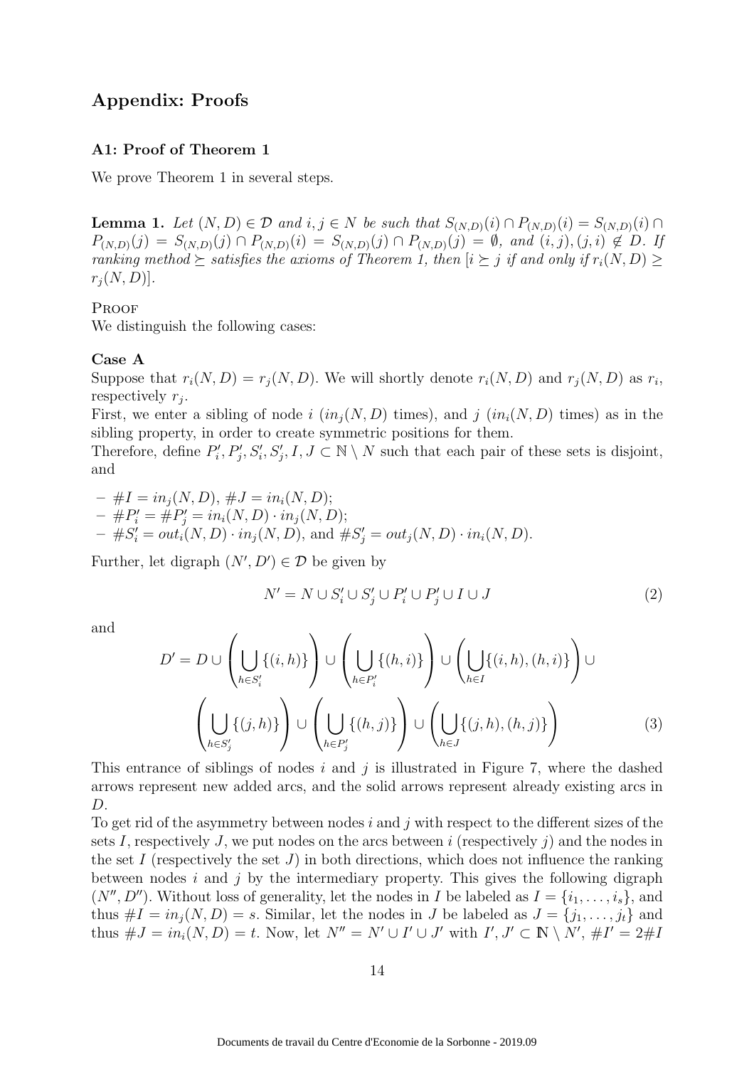## Appendix: Proofs

### A1: Proof of Theorem 1

We prove Theorem 1 in several steps.

**Lemma 1.** *Let $(N, D) \in \mathcal{D}$ and $i, j \in N$ be such that $S_{(N,D)}(i) \cap P_{(N,D)}(i) = S_{(N,D)}(i) \cap P_{(N,D)}(j) = S_{(N,D)}(j) \cap P_{(N,D)}(i) = S_{(N,D)}(j) \cap P_{(N,D)}(j) = \emptyset$, and $(i, j), (j, i) \notin D$. If ranking method $\succeq$ satisfies the axioms of Theorem 1, then $[i \succeq j$ if and only if $r_i(N, D) \geq r_j(N, D)]$.*

Proof

We distinguish the following cases:

**Case A**

Suppose that $r_i(N, D) = r_j(N, D)$. We will shortly denote $r_i(N, D)$ and $r_j(N, D)$ as $r_i$, respectively $r_j$.

First, we enter a sibling of node $i$ ($in_j(N, D)$ times), and $j$ ($in_i(N, D)$ times) as in the sibling property, in order to create symmetric positions for them.

Therefore, define $P'_i, P'_j, S'_i, S'_j, I, J \subset \mathbb{N} \setminus N$ such that each pair of these sets is disjoint, and

- $\#I = in_j(N, D)$, $\#J = in_i(N, D)$;
- $\#P'_i = \#P'_j = in_i(N, D) \cdot in_j(N, D)$;
- $\#S'_i = out_i(N, D) \cdot in_j(N, D)$, and $\#S'_j = out_j(N, D) \cdot in_i(N, D)$.

Further, let digraph $(N', D') \in \mathcal{D}$ be given by

$$N' = N \cup S'_i \cup S'_j \cup P'_i \cup P'_j \cup I \cup J \tag{2}$$

and

$$D' = D \cup \left( \bigcup_{h \in S'_i} \{(i, h)\} \right) \cup \left( \bigcup_{h \in P'_i} \{(h, i)\} \right) \cup \left( \bigcup_{h \in I} \{(i, h), (h, i)\} \right) \cup \left( \bigcup_{h \in S'_j} \{(j, h)\} \right) \cup \left( \bigcup_{h \in P'_j} \{(h, j)\} \right) \cup \left( \bigcup_{h \in J} \{(j, h), (h, j)\} \right) \tag{3}$$

This entrance of siblings of nodes $i$ and $j$ is illustrated in Figure 7, where the dashed arrows represent new added arcs, and the solid arrows represent already existing arcs in $D$.

To get rid of the asymmetry between nodes $i$ and $j$ with respect to the different sizes of the sets $I$, respectively $J$, we put nodes on the arcs between $i$ (respectively $j$) and the nodes in the set $I$ (respectively the set $J$) in both directions, which does not influence the ranking between nodes $i$ and $j$ by the intermediary property. This gives the following digraph $(N'', D'')$. Without loss of generality, let the nodes in $I$ be labeled as $I = \{i_1, \ldots, i_s\}$, and thus $\#I = in_j(N, D) = s$. Similar, let the nodes in $J$ be labeled as $J = \{j_1, \ldots, j_t\}$ and thus $\#J = in_i(N, D) = t$. Now, let $N'' = N' \cup I' \cup J'$ with $I', J' \subset \mathbb{N} \setminus N'$, $\#I' = 2\#I$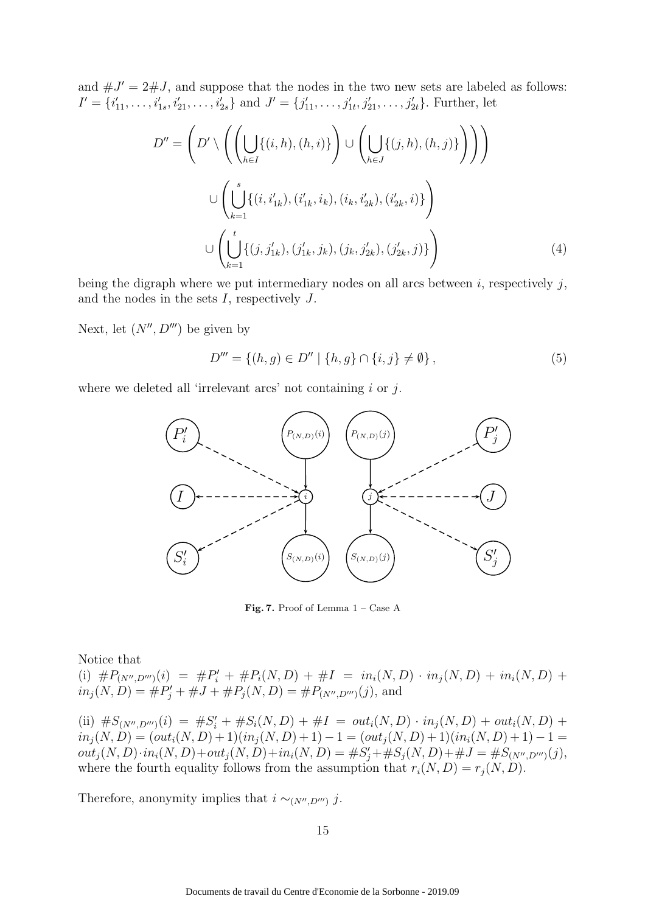and $\#J' = 2\#J$, and suppose that the nodes in the two new sets are labeled as follows: $I' = \{i'_{11}, \ldots, i'_{1s}, i'_{21}, \ldots, i'_{2s}\}$ and $J' = \{j'_{11}, \ldots, j'_{1t}, j'_{21}, \ldots, j'_{2t}\}$. Further, let

$$
\begin{aligned}
D'' = \Bigg( D' \setminus \Bigg( \bigg( \bigcup_{h \in I} \{(i,h),(h,i)\} \bigg) \cup \bigg( \bigcup_{h \in J} \{(j,h),(h,j)\} \bigg) \Bigg) \Bigg) \\
\cup \left( \bigcup_{k=1}^{s} \{(i, i'_{1k}), (i'_{1k}, i_k), (i_k, i'_{2k}), (i'_{2k}, i)\} \right) \\
\cup \left( \bigcup_{k=1}^{t} \{(j, j'_{1k}), (j'_{1k}, j_k), (j_k, j'_{2k}), (j'_{2k}, j)\} \right)
\end{aligned} \tag{4}
$$

being the digraph where we put intermediary nodes on all arcs between $i$, respectively $j$, and the nodes in the sets $I$, respectively $J$.

Next, let $(N'', D''')$ be given by

$$
D''' = \{(h,g) \in D'' \mid \{h,g\} \cap \{i,j\} \neq \emptyset\}, \tag{5}
$$

where we deleted all 'irrelevant arcs' not containing $i$ or $j$.

**Fig. 7.** Proof of Lemma 1 – Case A

Notice that
(i) $\#P_{(N'',D''')}(i) = \#P'_i + \#P_i(N,D) + \#I = in_i(N,D) \cdot in_j(N,D) + in_i(N,D) + in_j(N,D) = \#P'_j + \#J + \#P_j(N,D) = \#P_{(N'',D''')}(j)$, and

(ii) $\#S_{(N'',D''')}(i) = \#S'_i + \#S_i(N,D) + \#I = out_i(N,D) \cdot in_j(N,D) + out_i(N,D) + in_j(N,D) = (out_i(N,D)+1)(in_j(N,D)+1) - 1 = (out_j(N,D)+1)(in_i(N,D)+1) - 1 = out_j(N,D) \cdot in_i(N,D) + out_j(N,D) + in_i(N,D) = \#S'_j + \#S_j(N,D) + \#J = \#S_{(N'',D''')}(j)$, where the fourth equality follows from the assumption that $r_i(N,D) = r_j(N,D)$.

Therefore, anonymity implies that $i \sim_{(N'',D''')} j$.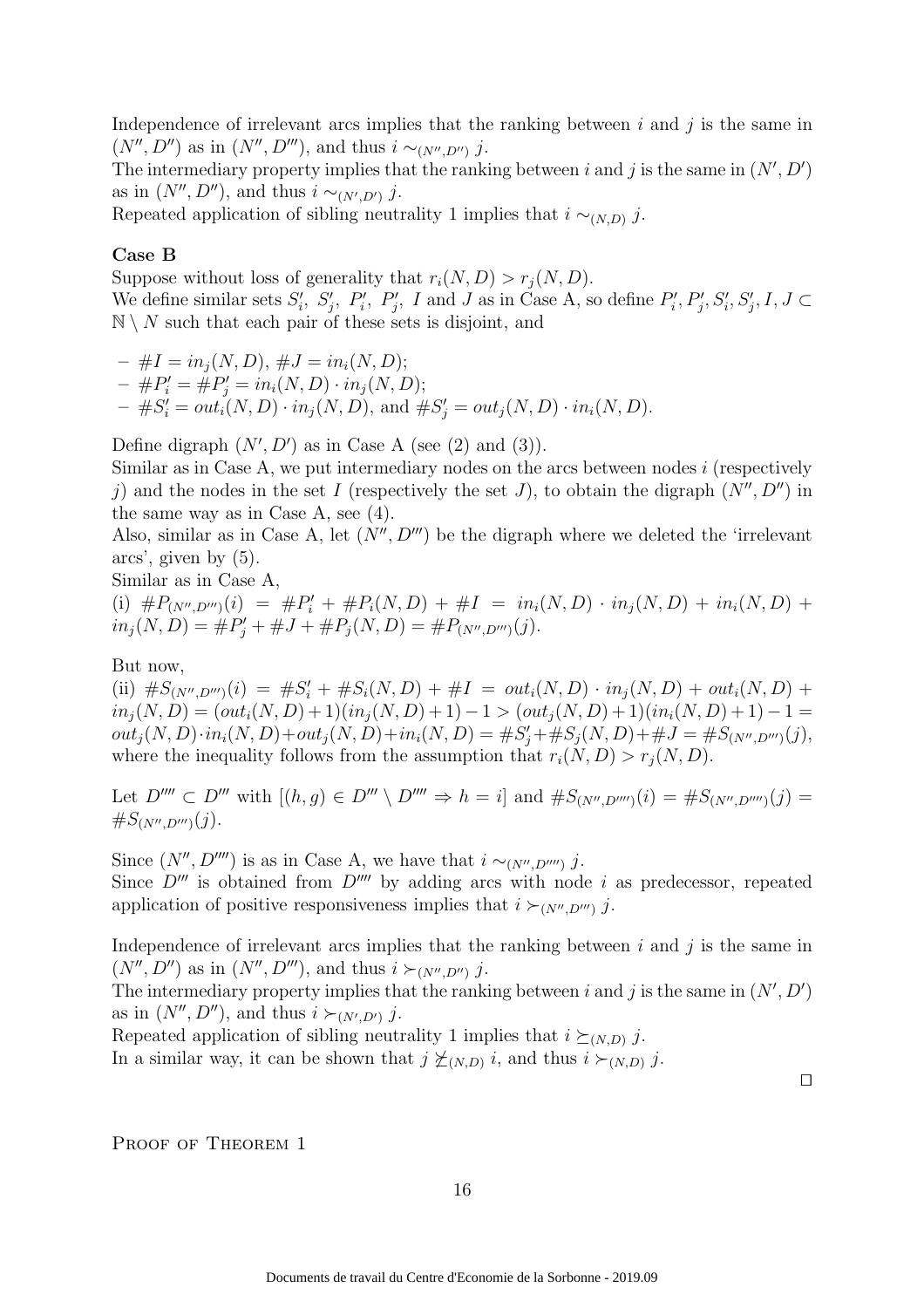Independence of irrelevant arcs implies that the ranking between $i$ and $j$ is the same in $(N'', D'')$ as in $(N'', D''')$, and thus $i \sim_{(N'',D'')} j$.
The intermediary property implies that the ranking between $i$ and $j$ is the same in $(N', D')$ as in $(N'', D'')$, and thus $i \sim_{(N',D')} j$.
Repeated application of sibling neutrality 1 implies that $i \sim_{(N,D)} j$.

**Case B**
Suppose without loss of generality that $r_i(N, D) > r_j(N, D)$.
We define similar sets $S'_i$, $S'_j$, $P'_i$, $P'_j$, $I$ and $J$ as in Case A, so define $P'_i, P'_j, S'_i, S'_j, I, J \subset \mathbb{N} \setminus N$ such that each pair of these sets is disjoint, and

- $\#I = in_j(N, D)$, $\#J = in_i(N, D)$;
- $\#P'_i = \#P'_j = in_i(N, D) \cdot in_j(N, D)$;
- $\#S'_i = out_i(N, D) \cdot in_j(N, D)$, and $\#S'_j = out_j(N, D) \cdot in_i(N, D)$.

Define digraph $(N', D')$ as in Case A (see (2) and (3)).
Similar as in Case A, we put intermediary nodes on the arcs between nodes $i$ (respectively $j$) and the nodes in the set $I$ (respectively the set $J$), to obtain the digraph $(N'', D'')$ in the same way as in Case A, see (4).
Also, similar as in Case A, let $(N'', D''')$ be the digraph where we deleted the 'irrelevant arcs', given by (5).
Similar as in Case A,
(i) $\#P_{(N'',D''')}(i) = \#P'_i + \#P_i(N, D) + \#I = in_i(N, D) \cdot in_j(N, D) + in_i(N, D) + in_j(N, D) = \#P'_j + \#J + \#P_j(N, D) = \#P_{(N'',D''')}(j)$.

But now,
(ii) $\#S_{(N'',D''')}(i) = \#S'_i + \#S_i(N, D) + \#I = out_i(N, D) \cdot in_j(N, D) + out_i(N, D) + in_j(N, D) = (out_i(N, D)+1)(in_j(N, D)+1) - 1 > (out_j(N, D)+1)(in_i(N, D)+1) - 1 = out_j(N, D) \cdot in_i(N, D) + out_j(N, D) + in_i(N, D) = \#S'_j + \#S_j(N, D) + \#J = \#S_{(N'',D''')}(j)$,
where the inequality follows from the assumption that $r_i(N, D) > r_j(N, D)$.

Let $D'''' \subset D'''$ with $[(h, g) \in D''' \setminus D'''' \Rightarrow h = i]$ and $\#S_{(N'',D'''')}(i) = \#S_{(N'',D'''')}(j) = \#S_{(N'',D''')}(j)$.

Since $(N'', D'''')$ is as in Case A, we have that $i \sim_{(N'',D'''')} j$.
Since $D'''$ is obtained from $D''''$ by adding arcs with node $i$ as predecessor, repeated application of positive responsiveness implies that $i \succ_{(N'',D''')} j$.

Independence of irrelevant arcs implies that the ranking between $i$ and $j$ is the same in $(N'', D'')$ as in $(N'', D''')$, and thus $i \succ_{(N'',D'')} j$.
The intermediary property implies that the ranking between $i$ and $j$ is the same in $(N', D')$ as in $(N'', D'')$, and thus $i \succ_{(N',D')} j$.
Repeated application of sibling neutrality 1 implies that $i \succeq_{(N,D)} j$.
In a similar way, it can be shown that $j \not\succeq_{(N,D)} i$, and thus $i \succ_{(N,D)} j$.

$\square$

Proof of Theorem 1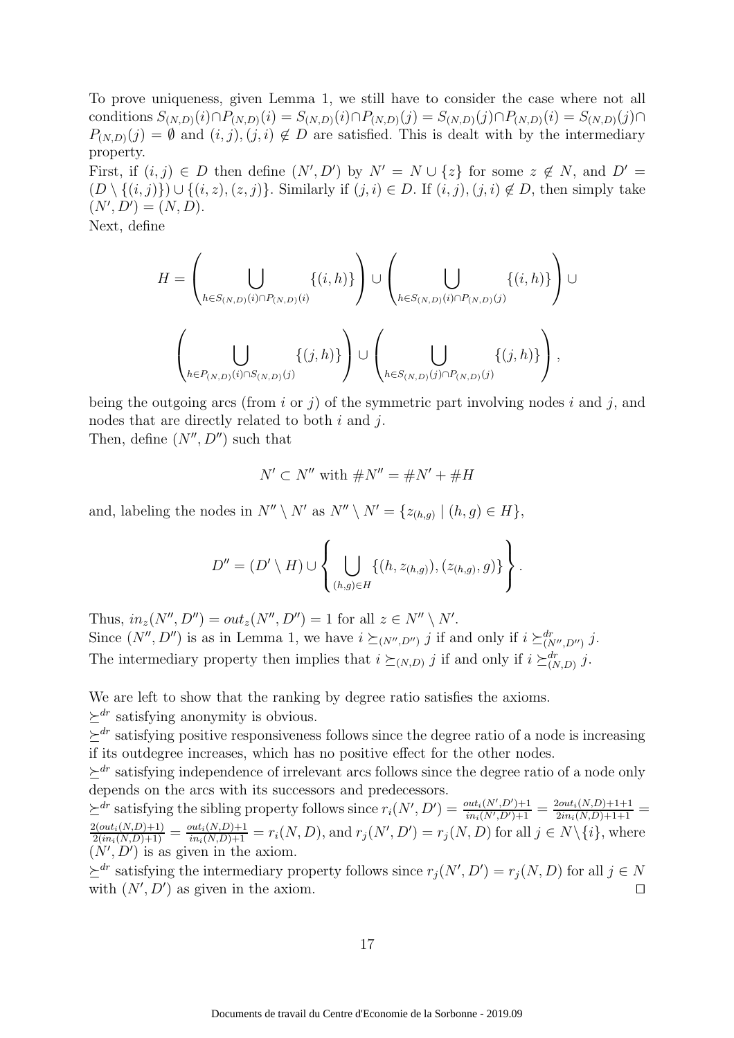To prove uniqueness, given Lemma 1, we still have to consider the case where not all conditions $S_{(N,D)}(i) \cap P_{(N,D)}(i) = S_{(N,D)}(i) \cap P_{(N,D)}(j) = S_{(N,D)}(j) \cap P_{(N,D)}(i) = S_{(N,D)}(j) \cap P_{(N,D)}(j) = \emptyset$ and $(i,j),(j,i) \notin D$ are satisfied. This is dealt with by the intermediary property.

First, if $(i,j) \in D$ then define $(N', D')$ by $N' = N \cup \{z\}$ for some $z \notin N$, and $D' = (D \setminus \{(i,j)\}) \cup \{(i,z),(z,j)\}$. Similarly if $(j,i) \in D$. If $(i,j),(j,i) \notin D$, then simply take $(N', D') = (N, D)$.

Next, define

$$H = \left( \bigcup_{h \in S_{(N,D)}(i) \cap P_{(N,D)}(i)} \{(i,h)\} \right) \cup \left( \bigcup_{h \in S_{(N,D)}(i) \cap P_{(N,D)}(j)} \{(i,h)\} \right) \cup$$

$$\left( \bigcup_{h \in P_{(N,D)}(i) \cap S_{(N,D)}(j)} \{(j,h)\} \right) \cup \left( \bigcup_{h \in S_{(N,D)}(j) \cap P_{(N,D)}(j)} \{(j,h)\} \right),$$

being the outgoing arcs (from $i$ or $j$) of the symmetric part involving nodes $i$ and $j$, and nodes that are directly related to both $i$ and $j$.

Then, define $(N'', D'')$ such that

$$N' \subset N'' \text{ with } \#N'' = \#N' + \#H$$

and, labeling the nodes in $N'' \setminus N'$ as $N'' \setminus N' = \{z_{(h,g)} \mid (h,g) \in H\}$,

$$D'' = (D' \setminus H) \cup \left\{ \bigcup_{(h,g) \in H} \{(h, z_{(h,g)}), (z_{(h,g)}, g)\} \right\}.$$

Thus, $in_z(N'', D'') = out_z(N'', D'') = 1$ for all $z \in N'' \setminus N'$.

Since $(N'', D'')$ is as in Lemma 1, we have $i \succeq_{(N'',D'')} j$ if and only if $i \succeq^{dr}_{(N'',D'')} j$.

The intermediary property then implies that $i \succeq_{(N,D)} j$ if and only if $i \succeq^{dr}_{(N,D)} j$.

We are left to show that the ranking by degree ratio satisfies the axioms.

$\succeq^{dr}$ satisfying anonymity is obvious.

$\succeq^{dr}$ satisfying positive responsiveness follows since the degree ratio of a node is increasing if its outdegree increases, which has no positive effect for the other nodes.

$\succeq^{dr}$ satisfying independence of irrelevant arcs follows since the degree ratio of a node only depends on the arcs with its successors and predecessors.

$\succeq^{dr}$ satisfying the sibling property follows since $r_i(N', D') = \frac{out_i(N',D')+1}{in_i(N',D')+1} = \frac{2out_i(N,D)+1+1}{2in_i(N,D)+1+1} = \frac{2(out_i(N,D)+1)}{2(in_i(N,D)+1)} = \frac{out_i(N,D)+1}{in_i(N,D)+1} = r_i(N,D)$, and $r_j(N', D') = r_j(N, D)$ for all $j \in N \setminus \{i\}$, where $(N', D')$ is as given in the axiom.

$\succeq^{dr}$ satisfying the intermediary property follows since $r_j(N', D') = r_j(N, D)$ for all $j \in N$ with $(N', D')$ as given in the axiom. $\square$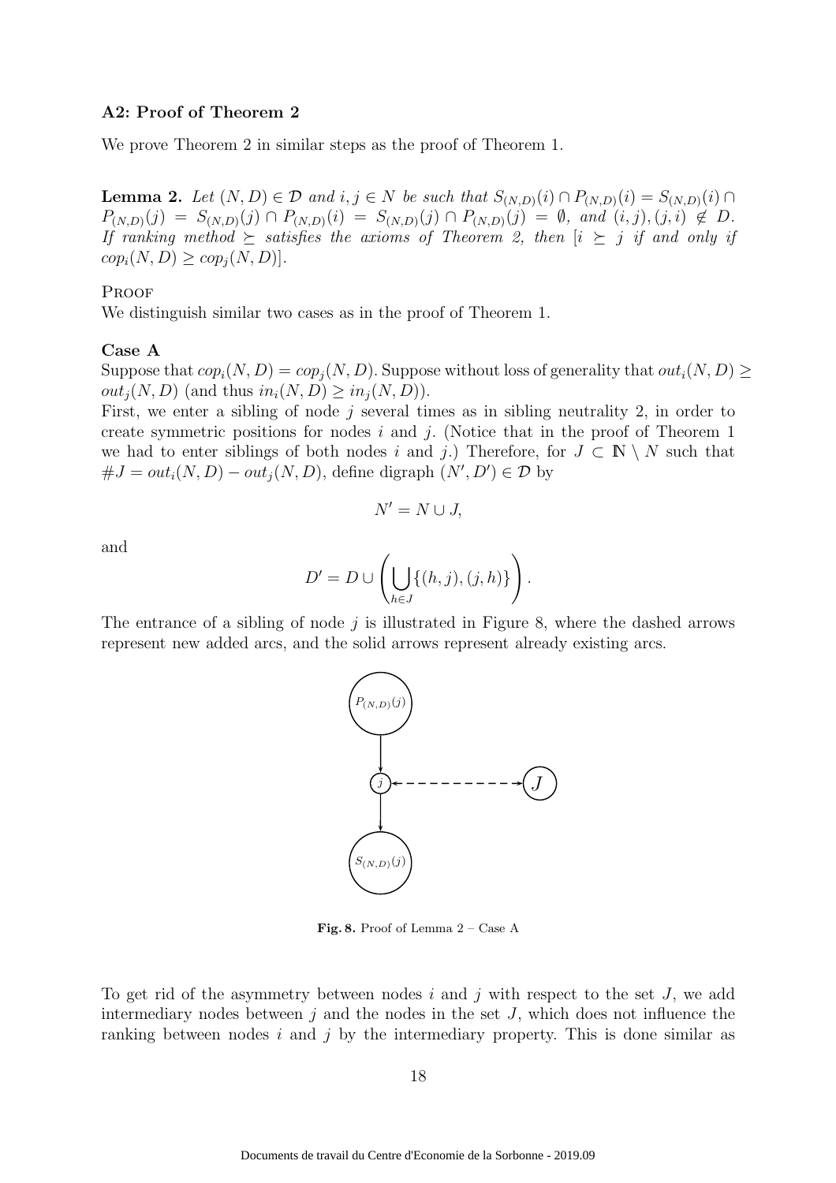### A2: Proof of Theorem 2

We prove Theorem 2 in similar steps as the proof of Theorem 1.

**Lemma 2.** *Let $(N, D) \in \mathcal{D}$ and $i, j \in N$ be such that $S_{(N,D)}(i) \cap P_{(N,D)}(i) = S_{(N,D)}(i) \cap P_{(N,D)}(j) = S_{(N,D)}(j) \cap P_{(N,D)}(i) = S_{(N,D)}(j) \cap P_{(N,D)}(j) = \emptyset$, and $(i, j), (j, i) \notin D$. If ranking method $\succeq$ satisfies the axioms of Theorem 2, then [$i \succeq j$ if and only if $cop_i(N, D) \geq cop_j(N, D)$].*

Proof

We distinguish similar two cases as in the proof of Theorem 1.

**Case A**

Suppose that $cop_i(N, D) = cop_j(N, D)$. Suppose without loss of generality that $out_i(N, D) \geq out_j(N, D)$ (and thus $in_i(N, D) \geq in_j(N, D)$).

First, we enter a sibling of node $j$ several times as in sibling neutrality 2, in order to create symmetric positions for nodes $i$ and $j$. (Notice that in the proof of Theorem 1 we had to enter siblings of both nodes $i$ and $j$.) Therefore, for $J \subset \mathbb{N} \setminus N$ such that $\#J = out_i(N, D) - out_j(N, D)$, define digraph $(N', D') \in \mathcal{D}$ by

$$N' = N \cup J,$$

and

$$D' = D \cup \left( \bigcup_{h \in J} \{(h, j), (j, h)\} \right).$$

The entrance of a sibling of node $j$ is illustrated in Figure 8, where the dashed arrows represent new added arcs, and the solid arrows represent already existing arcs.

**Fig. 8.** Proof of Lemma 2 – Case A

To get rid of the asymmetry between nodes $i$ and $j$ with respect to the set $J$, we add intermediary nodes between $j$ and the nodes in the set $J$, which does not influence the ranking between nodes $i$ and $j$ by the intermediary property. This is done similar as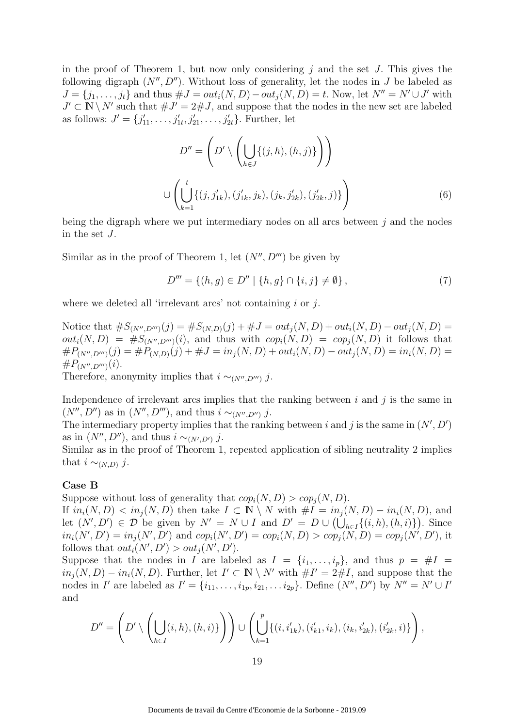in the proof of Theorem 1, but now only considering $j$ and the set $J$. This gives the following digraph $(N'', D'')$. Without loss of generality, let the nodes in $J$ be labeled as $J = \{j_1, \ldots, j_t\}$ and thus $\#J = out_i(N, D) - out_j(N, D) = t$. Now, let $N'' = N' \cup J'$ with $J' \subset \mathbb{N} \setminus N'$ such that $\#J' = 2\#J$, and suppose that the nodes in the new set are labeled as follows: $J' = \{j'_{11}, \ldots, j'_{1t}, j'_{21}, \ldots, j'_{2t}\}$. Further, let

$$D'' = \left( D' \setminus \left( \bigcup_{h \in J} \{(j,h),(h,j)\} \right) \right) \\ \cup \left( \bigcup_{k=1}^{t} \{(j, j'_{1k}), (j'_{1k}, j_k), (j_k, j'_{2k}), (j'_{2k}, j)\} \right) \tag{6}$$

being the digraph where we put intermediary nodes on all arcs between $j$ and the nodes in the set $J$.

Similar as in the proof of Theorem 1, let $(N'', D''')$ be given by

$$D''' = \{(h,g) \in D'' \mid \{h,g\} \cap \{i,j\} \neq \emptyset\}, \tag{7}$$

where we deleted all 'irrelevant arcs' not containing $i$ or $j$.

Notice that $\#S_{(N'',D''')}(j) = \#S_{(N,D)}(j) + \#J = out_j(N,D) + out_i(N,D) - out_j(N,D) = out_i(N,D) = \#S_{(N'',D''')}(i)$, and thus with $cop_i(N,D) = cop_j(N,D)$ it follows that $\#P_{(N'',D''')}(j) = \#P_{(N,D)}(j) + \#J = in_j(N,D) + out_i(N,D) - out_j(N,D) = in_i(N,D) = \#P_{(N'',D''')}(i)$.
Therefore, anonymity implies that $i \sim_{(N'',D''')} j$.

Independence of irrelevant arcs implies that the ranking between $i$ and $j$ is the same in $(N'', D'')$ as in $(N'', D''')$, and thus $i \sim_{(N'',D'')} j$.
The intermediary property implies that the ranking between $i$ and $j$ is the same in $(N', D')$ as in $(N'', D'')$, and thus $i \sim_{(N',D')} j$.
Similar as in the proof of Theorem 1, repeated application of sibling neutrality 2 implies that $i \sim_{(N,D)} j$.

**Case B**
Suppose without loss of generality that $cop_i(N,D) > cop_j(N,D)$.
If $in_i(N,D) < in_j(N,D)$ then take $I \subset \mathbb{N} \setminus N$ with $\#I = in_j(N,D) - in_i(N,D)$, and let $(N', D') \in \mathcal{D}$ be given by $N' = N \cup I$ and $D' = D \cup \left(\bigcup_{h \in I}\{(i,h),(h,i)\}\right)$. Since $in_i(N', D') = in_j(N', D')$ and $cop_i(N', D') = cop_i(N,D) > cop_j(N,D) = cop_j(N', D')$, it follows that $out_i(N', D') > out_j(N', D')$.
Suppose that the nodes in $I$ are labeled as $I = \{i_1, \ldots, i_p\}$, and thus $p = \#I = in_j(N,D) - in_i(N,D)$. Further, let $I' \subset \mathbb{N} \setminus N'$ with $\#I' = 2\#I$, and suppose that the nodes in $I'$ are labeled as $I' = \{i_{11}, \ldots, i_{1p}, i_{21}, \ldots i_{2p}\}$. Define $(N'', D'')$ by $N'' = N' \cup I'$ and

$$D'' = \left( D' \setminus \left( \bigcup_{h \in I} (i,h),(h,i)\} \right) \right) \cup \left( \bigcup_{k=1}^{p} \{(i, i'_{1k}), (i'_{k1}, i_k), (i_k, i'_{2k}), (i'_{2k}, i)\} \right),$$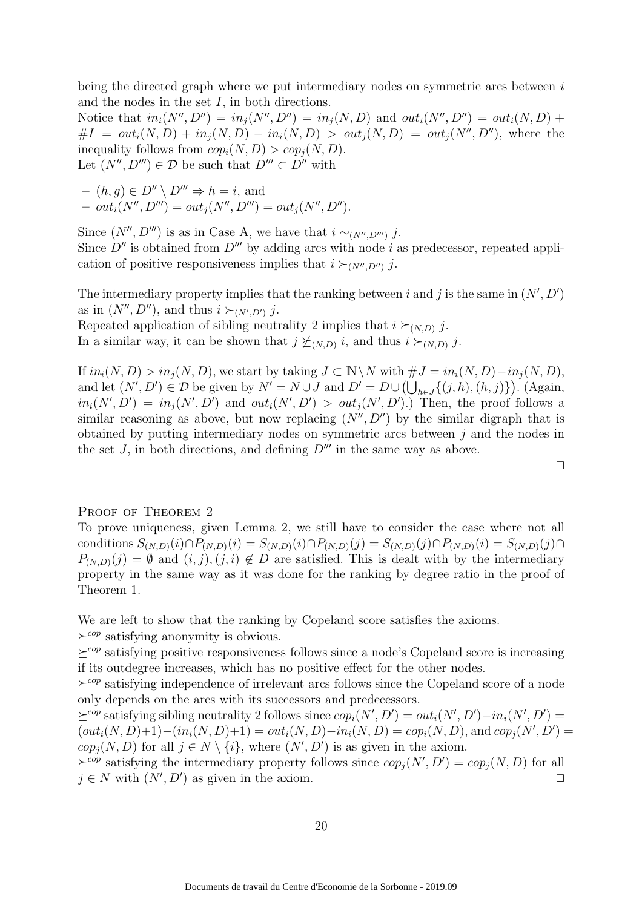being the directed graph where we put intermediary nodes on symmetric arcs between $i$ and the nodes in the set $I$, in both directions.

Notice that $in_i(N'', D'') = in_j(N'', D'') = in_j(N, D)$ and $out_i(N'', D'') = out_i(N, D) + \#I = out_i(N, D) + in_j(N, D) - in_i(N, D) > out_j(N, D) = out_j(N'', D'')$, where the inequality follows from $cop_i(N, D) > cop_j(N, D)$.

Let $(N'', D''') \in \mathcal{D}$ be such that $D''' \subset D''$ with

- $(h, g) \in D'' \setminus D''' \Rightarrow h = i$, and
- $out_i(N'', D''') = out_j(N'', D''') = out_j(N'', D'')$.

Since $(N'', D''')$ is as in Case A, we have that $i \sim_{(N'', D''')} j$.

Since $D''$ is obtained from $D'''$ by adding arcs with node $i$ as predecessor, repeated application of positive responsiveness implies that $i \succ_{(N'', D'')} j$.

The intermediary property implies that the ranking between $i$ and $j$ is the same in $(N', D')$ as in $(N'', D'')$, and thus $i \succ_{(N', D')} j$.

Repeated application of sibling neutrality 2 implies that $i \succeq_{(N,D)} j$.

In a similar way, it can be shown that $j \not\succeq_{(N,D)} i$, and thus $i \succ_{(N,D)} j$.

If $in_i(N, D) > in_j(N, D)$, we start by taking $J \subset \mathbb{N} \setminus N$ with $\#J = in_i(N, D) - in_j(N, D)$, and let $(N', D') \in \mathcal{D}$ be given by $N' = N \cup J$ and $D' = D \cup \left(\bigcup_{h \in J} \{(j, h), (h, j)\}\right)$. (Again, $in_i(N', D') = in_j(N', D')$ and $out_i(N', D') > out_j(N', D')$.) Then, the proof follows a similar reasoning as above, but now replacing $(N'', D'')$ by the similar digraph that is obtained by putting intermediary nodes on symmetric arcs between $j$ and the nodes in the set $J$, in both directions, and defining $D'''$ in the same way as above.

□

Proof of Theorem 2

To prove uniqueness, given Lemma 2, we still have to consider the case where not all conditions $S_{(N,D)}(i) \cap P_{(N,D)}(i) = S_{(N,D)}(i) \cap P_{(N,D)}(j) = S_{(N,D)}(j) \cap P_{(N,D)}(i) = S_{(N,D)}(j) \cap P_{(N,D)}(j) = \emptyset$ and $(i, j), (j, i) \notin D$ are satisfied. This is dealt with by the intermediary property in the same way as it was done for the ranking by degree ratio in the proof of Theorem 1.

We are left to show that the ranking by Copeland score satisfies the axioms.

$\succeq^{cop}$ satisfying anonymity is obvious.

$\succeq^{cop}$ satisfying positive responsiveness follows since a node's Copeland score is increasing if its outdegree increases, which has no positive effect for the other nodes.

$\succeq^{cop}$ satisfying independence of irrelevant arcs follows since the Copeland score of a node only depends on the arcs with its successors and predecessors.

$\succeq^{cop}$ satisfying sibling neutrality 2 follows since $cop_i(N', D') = out_i(N', D') - in_i(N', D') = (out_i(N, D)+1) - (in_i(N, D)+1) = out_i(N, D) - in_i(N, D) = cop_i(N, D)$, and $cop_j(N', D') = cop_j(N, D)$ for all $j \in N \setminus \{i\}$, where $(N', D')$ is as given in the axiom.

$\succeq^{cop}$ satisfying the intermediary property follows since $cop_j(N', D') = cop_j(N, D)$ for all $j \in N$ with $(N', D')$ as given in the axiom. □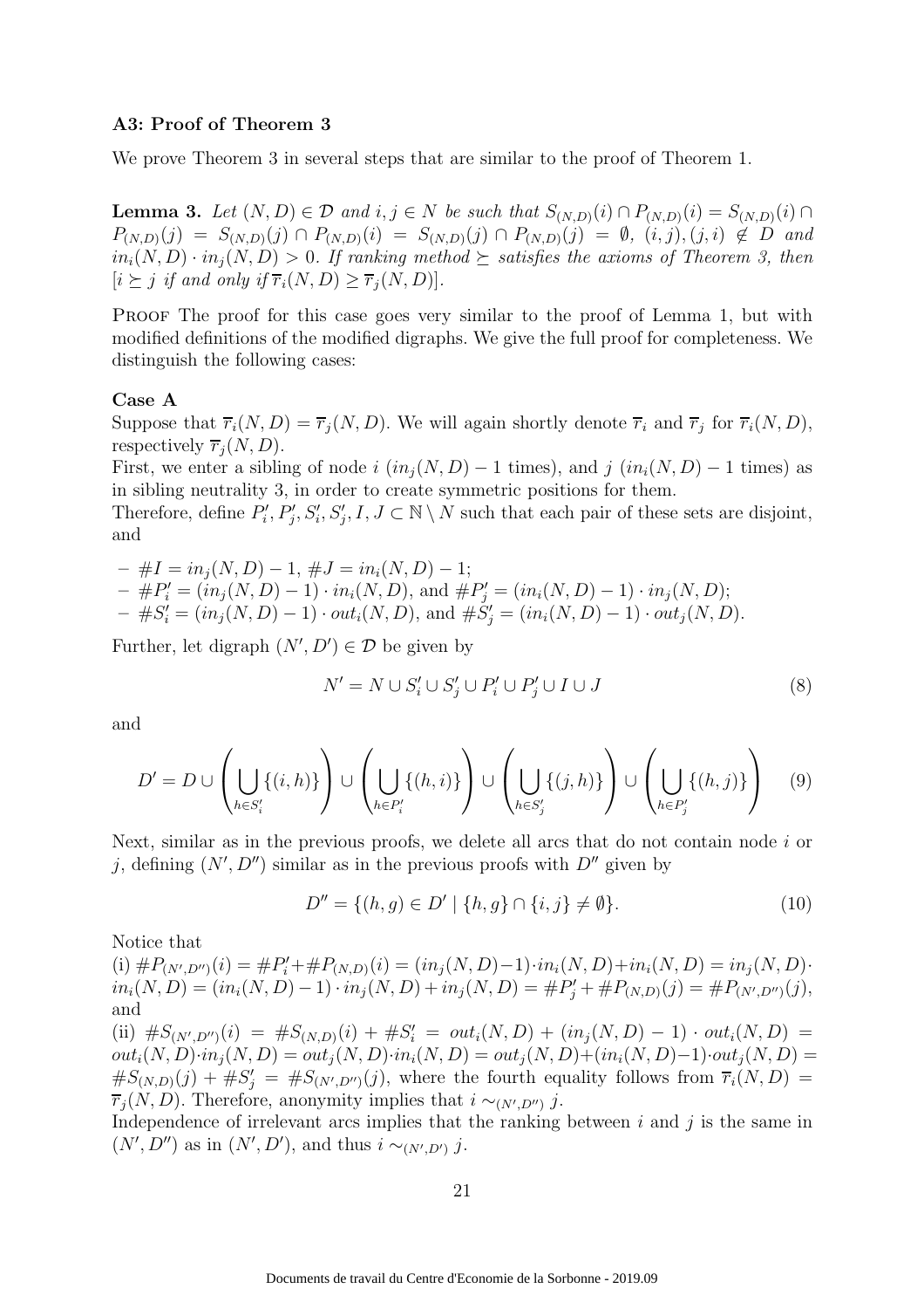### A3: Proof of Theorem 3

We prove Theorem 3 in several steps that are similar to the proof of Theorem 1.

**Lemma 3.** *Let $(N, D) \in \mathcal{D}$ and $i, j \in N$ be such that $S_{(N,D)}(i) \cap P_{(N,D)}(i) = S_{(N,D)}(i) \cap P_{(N,D)}(j) = S_{(N,D)}(j) \cap P_{(N,D)}(i) = S_{(N,D)}(j) \cap P_{(N,D)}(j) = \emptyset$, $(i,j),(j,i) \notin D$ and $in_i(N,D) \cdot in_j(N,D) > 0$. If ranking method $\succeq$ satisfies the axioms of Theorem 3, then $[i \succeq j$ if and only if $\overline{r}_i(N,D) \geq \overline{r}_j(N,D)]$.*

Proof The proof for this case goes very similar to the proof of Lemma 1, but with modified definitions of the modified digraphs. We give the full proof for completeness. We distinguish the following cases:

**Case A**

Suppose that $\overline{r}_i(N,D) = \overline{r}_j(N,D)$. We will again shortly denote $\overline{r}_i$ and $\overline{r}_j$ for $\overline{r}_i(N,D)$, respectively $\overline{r}_j(N,D)$.

First, we enter a sibling of node $i$ ($in_j(N,D) - 1$ times), and $j$ ($in_i(N,D) - 1$ times) as in sibling neutrality 3, in order to create symmetric positions for them.

Therefore, define $P'_i, P'_j, S'_i, S'_j, I, J \subset \mathbb{N} \setminus N$ such that each pair of these sets are disjoint, and

- $\#I = in_j(N,D) - 1$, $\#J = in_i(N,D) - 1$;
- $\#P'_i = (in_j(N,D) - 1) \cdot in_i(N,D)$, and $\#P'_j = (in_i(N,D) - 1) \cdot in_j(N,D)$;
- $\#S'_i = (in_j(N,D) - 1) \cdot out_i(N,D)$, and $\#S'_j = (in_i(N,D) - 1) \cdot out_j(N,D)$.

Further, let digraph $(N', D') \in \mathcal{D}$ be given by

$$N' = N \cup S'_i \cup S'_j \cup P'_i \cup P'_j \cup I \cup J \tag{8}$$

and

$$D' = D \cup \left( \bigcup_{h \in S'_i} \{(i,h)\} \right) \cup \left( \bigcup_{h \in P'_i} \{(h,i)\} \right) \cup \left( \bigcup_{h \in S'_j} \{(j,h)\} \right) \cup \left( \bigcup_{h \in P'_j} \{(h,j)\} \right) \tag{9}$$

Next, similar as in the previous proofs, we delete all arcs that do not contain node $i$ or $j$, defining $(N', D'')$ similar as in the previous proofs with $D''$ given by

$$D'' = \{(h,g) \in D' \mid \{h,g\} \cap \{i,j\} \neq \emptyset\}. \tag{10}$$

Notice that

(i) $\#P_{(N',D'')}(i) = \#P'_i + \#P_{(N,D)}(i) = (in_j(N,D)-1) \cdot in_i(N,D) + in_i(N,D) = in_j(N,D) \cdot in_i(N,D) = (in_i(N,D)-1) \cdot in_j(N,D) + in_j(N,D) = \#P'_j + \#P_{(N,D)}(j) = \#P_{(N',D'')}(j)$, and

(ii) $\#S_{(N',D'')}(i) = \#S_{(N,D)}(i) + \#S'_i = out_i(N,D) + (in_j(N,D) - 1) \cdot out_i(N,D) = out_i(N,D) \cdot in_j(N,D) = out_j(N,D) \cdot in_i(N,D) = out_j(N,D) + (in_i(N,D)-1) \cdot out_j(N,D) = \#S_{(N,D)}(j) + \#S'_j = \#S_{(N',D'')}(j)$, where the fourth equality follows from $\overline{r}_i(N,D) = \overline{r}_j(N,D)$. Therefore, anonymity implies that $i \sim_{(N',D'')} j$.

Independence of irrelevant arcs implies that the ranking between $i$ and $j$ is the same in $(N', D'')$ as in $(N', D')$, and thus $i \sim_{(N',D')} j$.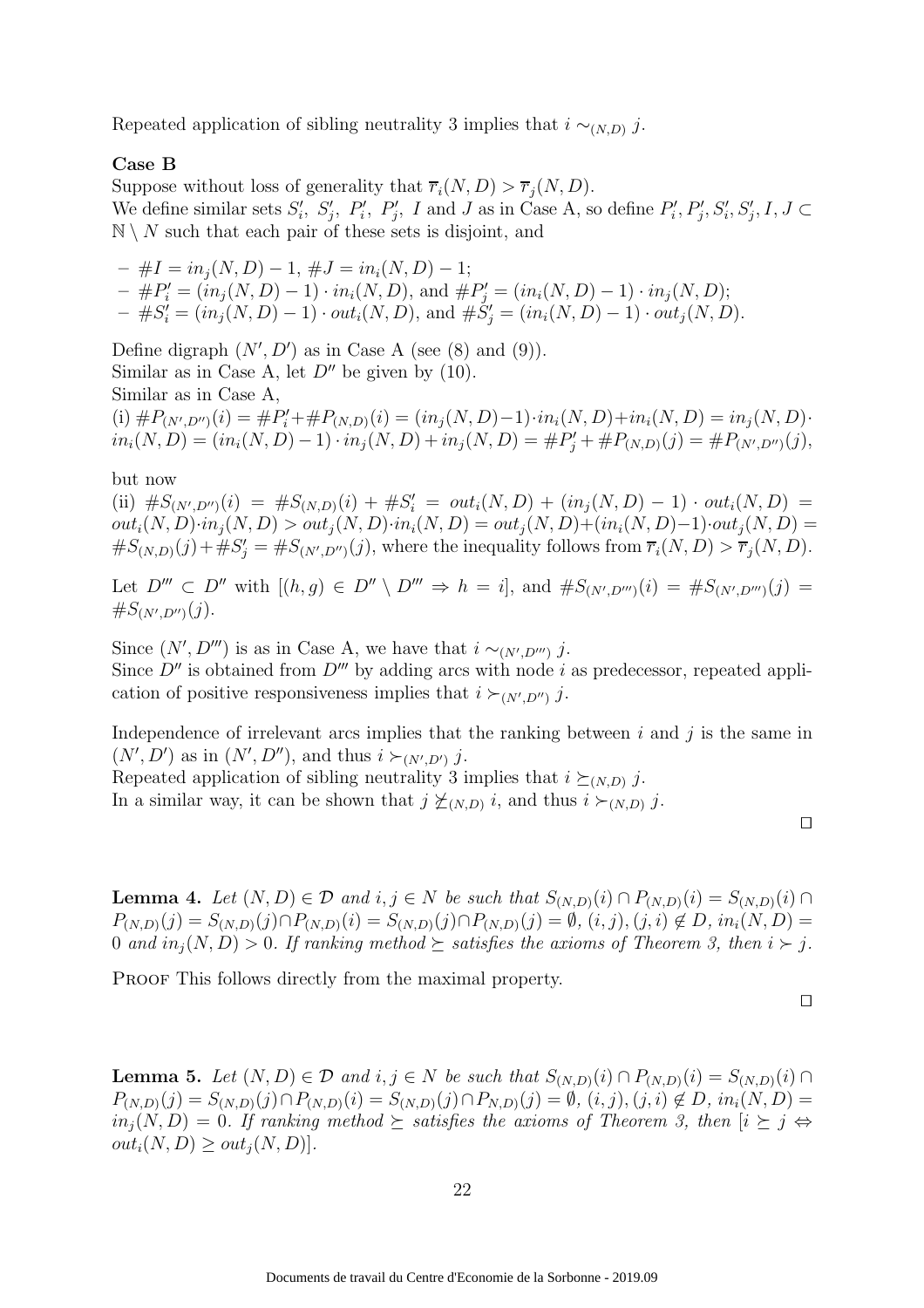Repeated application of sibling neutrality 3 implies that $i \sim_{(N,D)} j$.

**Case B**

Suppose without loss of generality that $\overline{r}_i(N,D) > \overline{r}_j(N,D)$.

We define similar sets $S'_i$, $S'_j$, $P'_i$, $P'_j$, $I$ and $J$ as in Case A, so define $P'_i, P'_j, S'_i, S'_j, I, J \subset \mathbb{N} \setminus N$ such that each pair of these sets is disjoint, and

- $\#I = in_j(N,D) - 1$, $\#J = in_i(N,D) - 1$;
- $\#P'_i = (in_j(N,D) - 1) \cdot in_i(N,D)$, and $\#P'_j = (in_i(N,D) - 1) \cdot in_j(N,D)$;
- $\#S'_i = (in_j(N,D) - 1) \cdot out_i(N,D)$, and $\#S'_j = (in_i(N,D) - 1) \cdot out_j(N,D)$.

Define digraph $(N', D')$ as in Case A (see (8) and (9)).

Similar as in Case A, let $D''$ be given by (10).

Similar as in Case A,

(i) $\#P_{(N',D'')}(i) = \#P'_i + \#P_{(N,D)}(i) = (in_j(N,D)-1) \cdot in_i(N,D) + in_i(N,D) = in_j(N,D) \cdot in_i(N,D) = (in_i(N,D) - 1) \cdot in_j(N,D) + in_j(N,D) = \#P'_j + \#P_{(N,D)}(j) = \#P_{(N',D'')}(j)$,

but now

(ii) $\#S_{(N',D'')}(i) = \#S_{(N,D)}(i) + \#S'_i = out_i(N,D) + (in_j(N,D) - 1) \cdot out_i(N,D) = out_i(N,D) \cdot in_j(N,D) > out_j(N,D) \cdot in_i(N,D) = out_j(N,D) + (in_i(N,D)-1) \cdot out_j(N,D) = \#S_{(N,D)}(j) + \#S'_j = \#S_{(N',D'')}(j)$, where the inequality follows from $\overline{r}_i(N,D) > \overline{r}_j(N,D)$.

Let $D''' \subset D''$ with $[(h,g) \in D'' \setminus D''' \Rightarrow h = i]$, and $\#S_{(N',D''')}(i) = \#S_{(N',D''')}(j) = \#S_{(N',D'')}(j)$.

Since $(N', D''')$ is as in Case A, we have that $i \sim_{(N',D''')} j$.

Since $D''$ is obtained from $D'''$ by adding arcs with node $i$ as predecessor, repeated application of positive responsiveness implies that $i \succ_{(N',D'')} j$.

Independence of irrelevant arcs implies that the ranking between $i$ and $j$ is the same in $(N', D')$ as in $(N', D'')$, and thus $i \succ_{(N',D')} j$.

Repeated application of sibling neutrality 3 implies that $i \succeq_{(N,D)} j$.

In a similar way, it can be shown that $j \not\succeq_{(N,D)} i$, and thus $i \succ_{(N,D)} j$.

$\square$

**Lemma 4.** *Let $(N,D) \in \mathcal{D}$ and $i, j \in N$ be such that $S_{(N,D)}(i) \cap P_{(N,D)}(i) = S_{(N,D)}(i) \cap P_{(N,D)}(j) = S_{(N,D)}(j) \cap P_{(N,D)}(i) = S_{(N,D)}(j) \cap P_{(N,D)}(j) = \emptyset$, $(i,j), (j,i) \notin D$, $in_i(N,D) = 0$ and $in_j(N,D) > 0$. If ranking method $\succeq$ satisfies the axioms of Theorem 3, then $i \succ j$.*

Proof This follows directly from the maximal property.

$\square$

**Lemma 5.** *Let $(N,D) \in \mathcal{D}$ and $i, j \in N$ be such that $S_{(N,D)}(i) \cap P_{(N,D)}(i) = S_{(N,D)}(i) \cap P_{(N,D)}(j) = S_{(N,D)}(j) \cap P_{(N,D)}(i) = S_{(N,D)}(j) \cap P_{N,D)}(j) = \emptyset$, $(i,j), (j,i) \notin D$, $in_i(N,D) = in_j(N,D) = 0$. If ranking method $\succeq$ satisfies the axioms of Theorem 3, then $[i \succeq j \Leftrightarrow out_i(N,D) \geq out_j(N,D)]$.*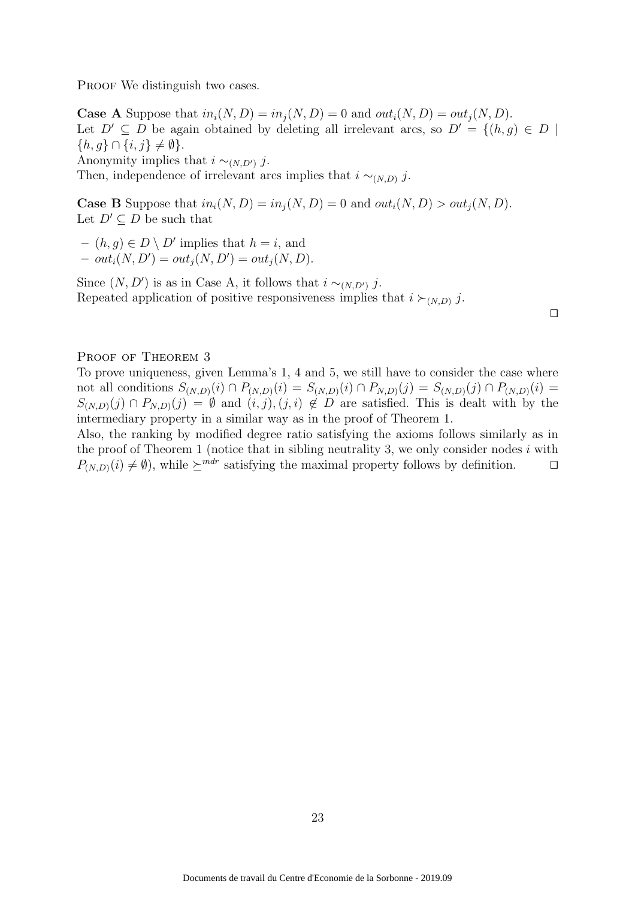PROOF We distinguish two cases.

**Case A** Suppose that $in_i(N, D) = in_j(N, D) = 0$ and $out_i(N, D) = out_j(N, D)$.
Let $D' \subseteq D$ be again obtained by deleting all irrelevant arcs, so $D' = \{(h, g) \in D \mid \{h, g\} \cap \{i, j\} \neq \emptyset\}$.
Anonymity implies that $i \sim_{(N,D')} j$.
Then, independence of irrelevant arcs implies that $i \sim_{(N,D)} j$.

**Case B** Suppose that $in_i(N, D) = in_j(N, D) = 0$ and $out_i(N, D) > out_j(N, D)$.
Let $D' \subseteq D$ be such that

- $(h, g) \in D \setminus D'$ implies that $h = i$, and
- $out_i(N, D') = out_j(N, D') = out_j(N, D)$.

Since $(N, D')$ is as in Case A, it follows that $i \sim_{(N,D')} j$.
Repeated application of positive responsiveness implies that $i \succ_{(N,D)} j$.

□

PROOF OF THEOREM 3
To prove uniqueness, given Lemma's 1, 4 and 5, we still have to consider the case where not all conditions $S_{(N,D)}(i) \cap P_{(N,D)}(i) = S_{(N,D)}(i) \cap P_{N,D)}(j) = S_{(N,D)}(j) \cap P_{(N,D)}(i) = S_{(N,D)}(j) \cap P_{N,D)}(j) = \emptyset$ and $(i, j), (j, i) \notin D$ are satisfied. This is dealt with by the intermediary property in a similar way as in the proof of Theorem 1.
Also, the ranking by modified degree ratio satisfying the axioms follows similarly as in the proof of Theorem 1 (notice that in sibling neutrality 3, we only consider nodes $i$ with $P_{(N,D)}(i) \neq \emptyset$), while $\succeq^{mdr}$ satisfying the maximal property follows by definition. □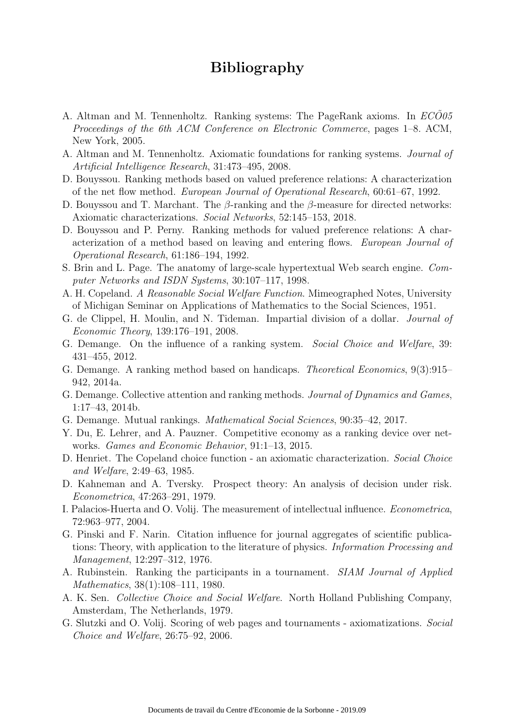# Bibliography

A. Altman and M. Tennenholtz. Ranking systems: The PageRank axioms. In *EC\~{O}05 Proceedings of the 6th ACM Conference on Electronic Commerce*, pages 1–8. ACM, New York, 2005.

A. Altman and M. Tennenholtz. Axiomatic foundations for ranking systems. *Journal of Artificial Intelligence Research*, 31:473–495, 2008.

D. Bouyssou. Ranking methods based on valued preference relations: A characterization of the net flow method. *European Journal of Operational Research*, 60:61–67, 1992.

D. Bouyssou and T. Marchant. The $\beta$-ranking and the $\beta$-measure for directed networks: Axiomatic characterizations. *Social Networks*, 52:145–153, 2018.

D. Bouyssou and P. Perny. Ranking methods for valued preference relations: A characterization of a method based on leaving and entering flows. *European Journal of Operational Research*, 61:186–194, 1992.

S. Brin and L. Page. The anatomy of large-scale hypertextual Web search engine. *Computer Networks and ISDN Systems*, 30:107–117, 1998.

A. H. Copeland. *A Reasonable Social Welfare Function*. Mimeographed Notes, University of Michigan Seminar on Applications of Mathematics to the Social Sciences, 1951.

G. de Clippel, H. Moulin, and N. Tideman. Impartial division of a dollar. *Journal of Economic Theory*, 139:176–191, 2008.

G. Demange. On the influence of a ranking system. *Social Choice and Welfare*, 39: 431–455, 2012.

G. Demange. A ranking method based on handicaps. *Theoretical Economics*, 9(3):915–942, 2014a.

G. Demange. Collective attention and ranking methods. *Journal of Dynamics and Games*, 1:17–43, 2014b.

G. Demange. Mutual rankings. *Mathematical Social Sciences*, 90:35–42, 2017.

Y. Du, E. Lehrer, and A. Pauzner. Competitive economy as a ranking device over networks. *Games and Economic Behavior*, 91:1–13, 2015.

D. Henriet. The Copeland choice function - an axiomatic characterization. *Social Choice and Welfare*, 2:49–63, 1985.

D. Kahneman and A. Tversky. Prospect theory: An analysis of decision under risk. *Econometrica*, 47:263–291, 1979.

I. Palacios-Huerta and O. Volij. The measurement of intellectual influence. *Econometrica*, 72:963–977, 2004.

G. Pinski and F. Narin. Citation influence for journal aggregates of scientific publications: Theory, with application to the literature of physics. *Information Processing and Management*, 12:297–312, 1976.

A. Rubinstein. Ranking the participants in a tournament. *SIAM Journal of Applied Mathematics*, 38(1):108–111, 1980.

A. K. Sen. *Collective Choice and Social Welfare*. North Holland Publishing Company, Amsterdam, The Netherlands, 1979.

G. Slutzki and O. Volij. Scoring of web pages and tournaments - axiomatizations. *Social Choice and Welfare*, 26:75–92, 2006.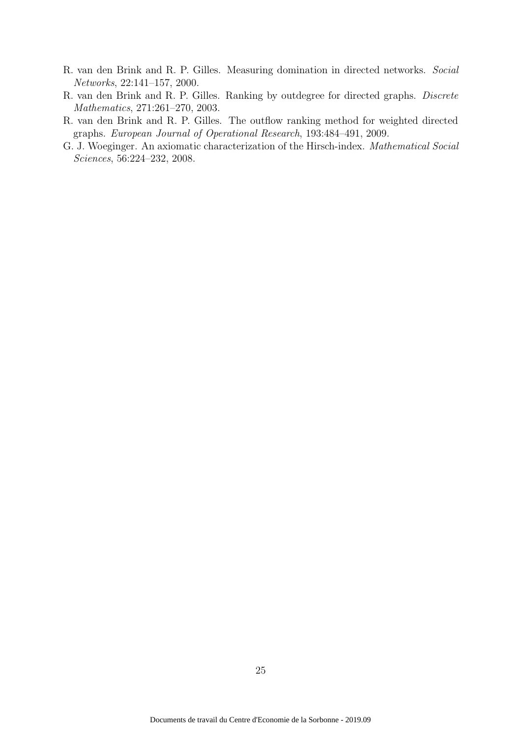R. van den Brink and R. P. Gilles. Measuring domination in directed networks. *Social Networks*, 22:141–157, 2000.

R. van den Brink and R. P. Gilles. Ranking by outdegree for directed graphs. *Discrete Mathematics*, 271:261–270, 2003.

R. van den Brink and R. P. Gilles. The outflow ranking method for weighted directed graphs. *European Journal of Operational Research*, 193:484–491, 2009.

G. J. Woeginger. An axiomatic characterization of the Hirsch-index. *Mathematical Social Sciences*, 56:224–232, 2008.